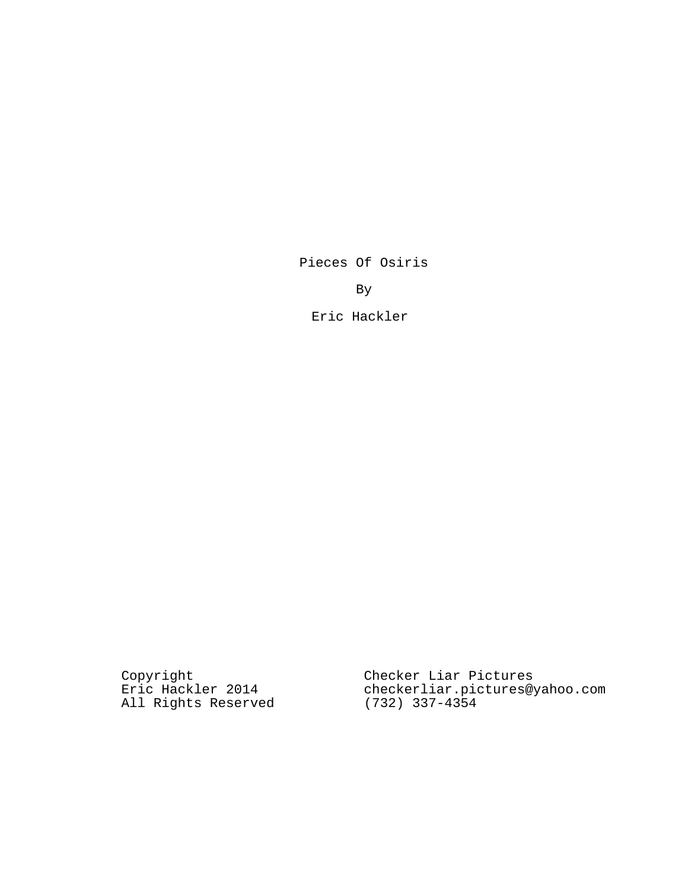# Pieces Of Osiris

By

Eric Hackler

Copyright
Eric Hackler 2014
All Rights Reserved

Checker Liar Pictures
checkerliar.pictures@yahoo.com
(732) 337-4354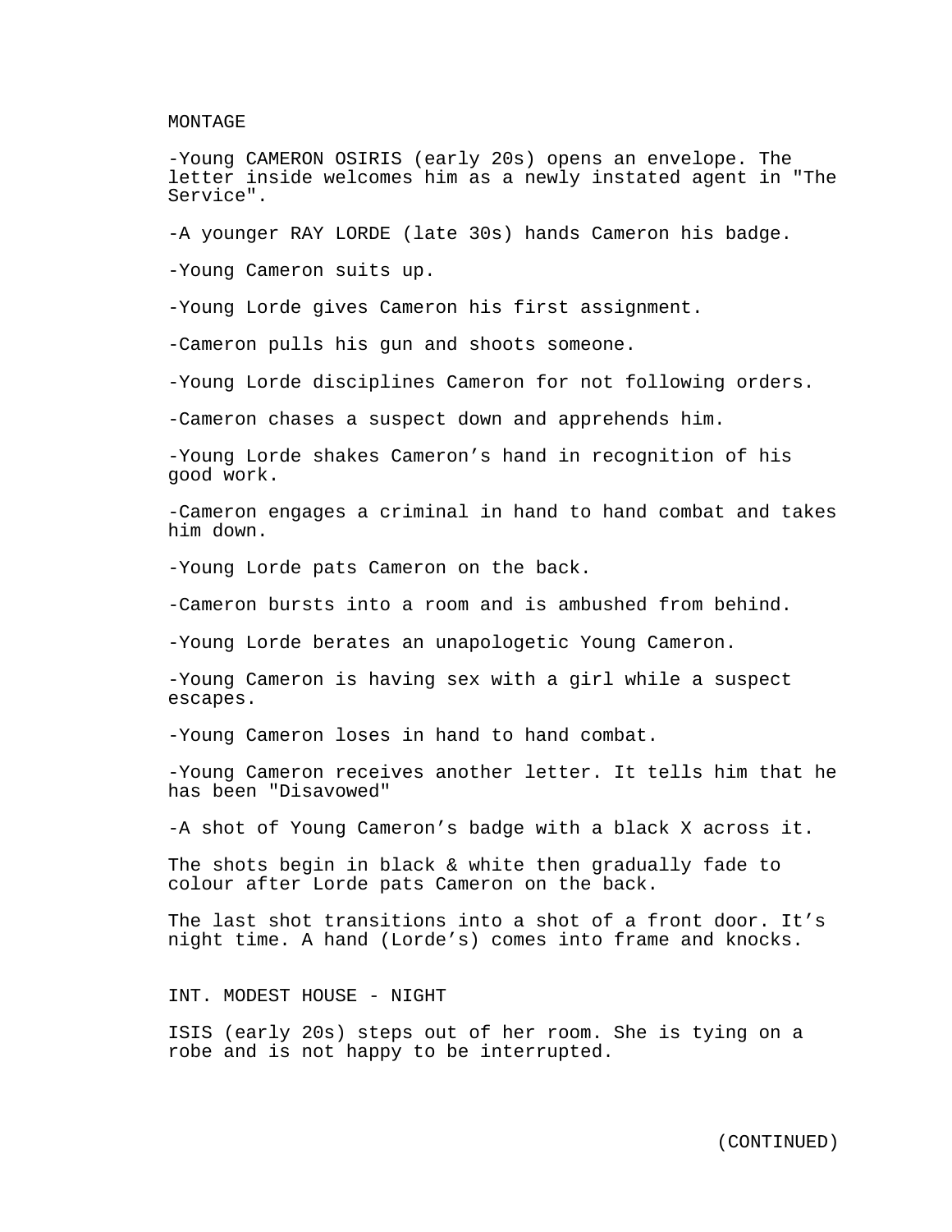MONTAGE

-Young CAMERON OSIRIS (early 20s) opens an envelope. The letter inside welcomes him as a newly instated agent in "The Service".

-A younger RAY LORDE (late 30s) hands Cameron his badge.

-Young Cameron suits up.

-Young Lorde gives Cameron his first assignment.

-Cameron pulls his gun and shoots someone.

-Young Lorde disciplines Cameron for not following orders.

-Cameron chases a suspect down and apprehends him.

-Young Lorde shakes Cameron's hand in recognition of his good work.

-Cameron engages a criminal in hand to hand combat and takes him down.

-Young Lorde pats Cameron on the back.

-Cameron bursts into a room and is ambushed from behind.

-Young Lorde berates an unapologetic Young Cameron.

-Young Cameron is having sex with a girl while a suspect escapes.

-Young Cameron loses in hand to hand combat.

-Young Cameron receives another letter. It tells him that he has been "Disavowed"

-A shot of Young Cameron's badge with a black X across it.

The shots begin in black & white then gradually fade to colour after Lorde pats Cameron on the back.

The last shot transitions into a shot of a front door. It's night time. A hand (Lorde's) comes into frame and knocks.

INT. MODEST HOUSE - NIGHT

ISIS (early 20s) steps out of her room. She is tying on a robe and is not happy to be interrupted.

(CONTINUED)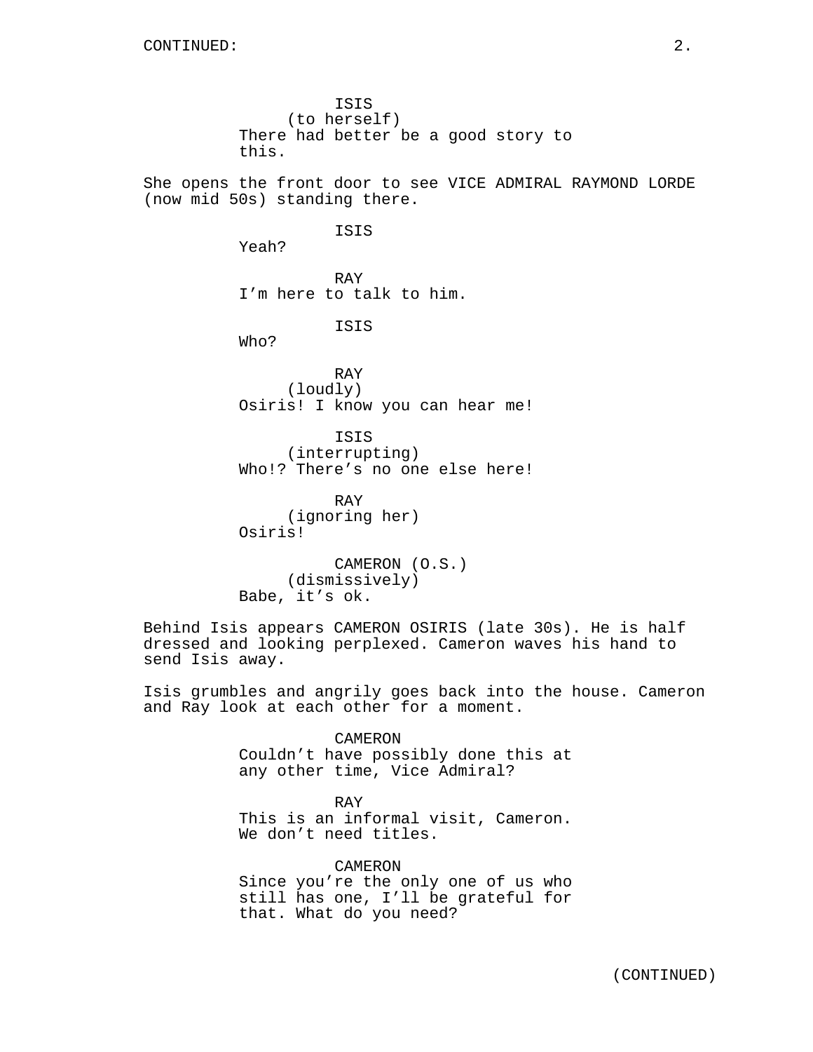ISIS
(to herself)
There had better be a good story to this.

She opens the front door to see VICE ADMIRAL RAYMOND LORDE (now mid 50s) standing there.

ISIS
Yeah?

RAY
I'm here to talk to him.

ISIS
Who?

RAY
(loudly)
Osiris! I know you can hear me!

ISIS
(interrupting)
Who!? There's no one else here!

RAY
(ignoring her)
Osiris!

CAMERON (O.S.)
(dismissively)
Babe, it's ok.

Behind Isis appears CAMERON OSIRIS (late 30s). He is half dressed and looking perplexed. Cameron waves his hand to send Isis away.

Isis grumbles and angrily goes back into the house. Cameron and Ray look at each other for a moment.

CAMERON
Couldn't have possibly done this at any other time, Vice Admiral?

RAY
This is an informal visit, Cameron. We don't need titles.

CAMERON
Since you're the only one of us who still has one, I'll be grateful for that. What do you need?

(CONTINUED)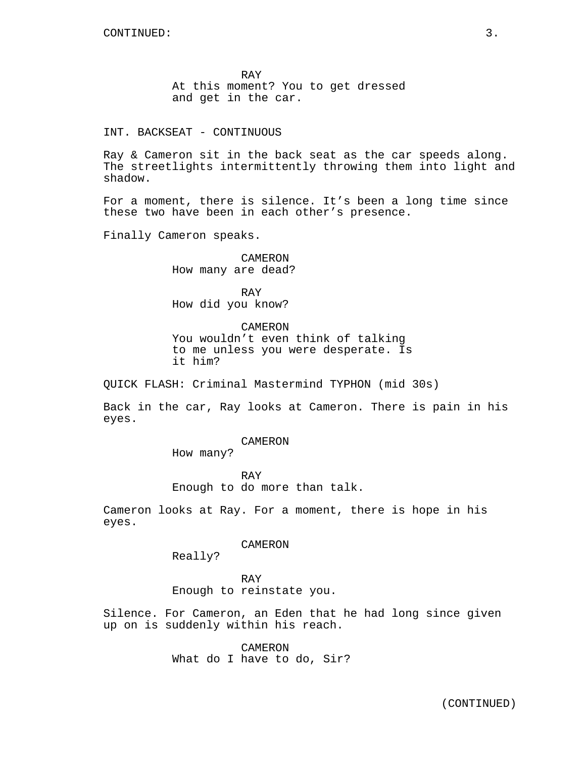RAY
At this moment? You to get dressed and get in the car.

INT. BACKSEAT - CONTINUOUS

Ray & Cameron sit in the back seat as the car speeds along. The streetlights intermittently throwing them into light and shadow.

For a moment, there is silence. It's been a long time since these two have been in each other's presence.

Finally Cameron speaks.

CAMERON
How many are dead?

RAY
How did you know?

CAMERON
You wouldn't even think of talking to me unless you were desperate. Is it him?

QUICK FLASH: Criminal Mastermind TYPHON (mid 30s)

Back in the car, Ray looks at Cameron. There is pain in his eyes.

CAMERON
How many?

RAY
Enough to do more than talk.

Cameron looks at Ray. For a moment, there is hope in his eyes.

CAMERON
Really?

RAY
Enough to reinstate you.

Silence. For Cameron, an Eden that he had long since given up on is suddenly within his reach.

CAMERON
What do I have to do, Sir?

(CONTINUED)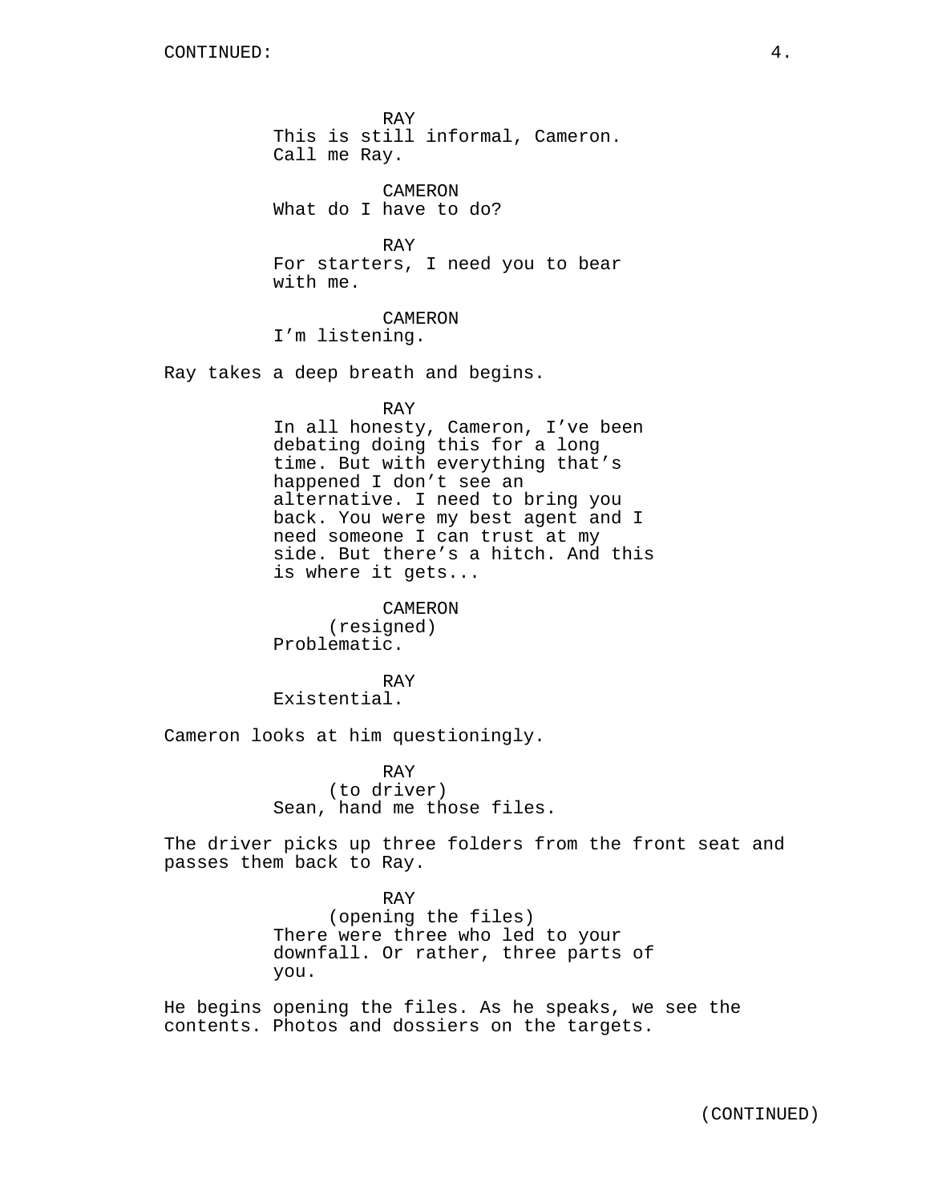CONTINUED:

RAY
This is still informal, Cameron.
Call me Ray.

CAMERON
What do I have to do?

RAY
For starters, I need you to bear
with me.

CAMERON
I'm listening.

Ray takes a deep breath and begins.

RAY
In all honesty, Cameron, I've been
debating doing this for a long
time. But with everything that's
happened I don't see an
alternative. I need to bring you
back. You were my best agent and I
need someone I can trust at my
side. But there's a hitch. And this
is where it gets...

CAMERON
(resigned)
Problematic.

RAY
Existential.

Cameron looks at him questioningly.

RAY
(to driver)
Sean, hand me those files.

The driver picks up three folders from the front seat and
passes them back to Ray.

RAY
(opening the files)
There were three who led to your
downfall. Or rather, three parts of
you.

He begins opening the files. As he speaks, we see the
contents. Photos and dossiers on the targets.

(CONTINUED)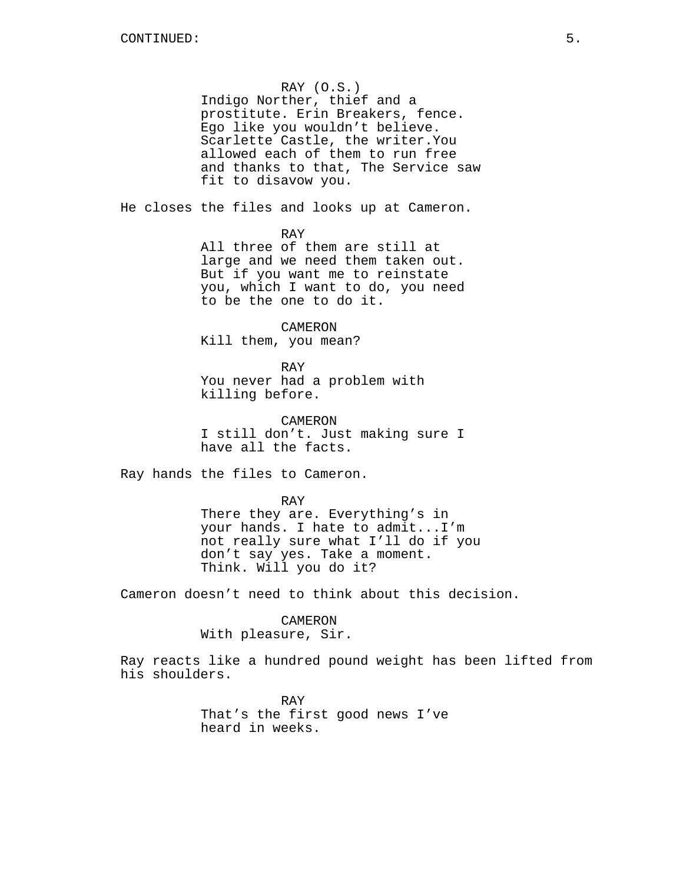RAY (O.S.)
Indigo Norther, thief and a prostitute. Erin Breakers, fence. Ego like you wouldn't believe. Scarlette Castle, the writer.You allowed each of them to run free and thanks to that, The Service saw fit to disavow you.

He closes the files and looks up at Cameron.

RAY
All three of them are still at large and we need them taken out. But if you want me to reinstate you, which I want to do, you need to be the one to do it.

CAMERON
Kill them, you mean?

RAY
You never had a problem with killing before.

CAMERON
I still don't. Just making sure I have all the facts.

Ray hands the files to Cameron.

RAY
There they are. Everything's in your hands. I hate to admit...I'm not really sure what I'll do if you don't say yes. Take a moment. Think. Will you do it?

Cameron doesn't need to think about this decision.

CAMERON
With pleasure, Sir.

Ray reacts like a hundred pound weight has been lifted from his shoulders.

RAY
That's the first good news I've heard in weeks.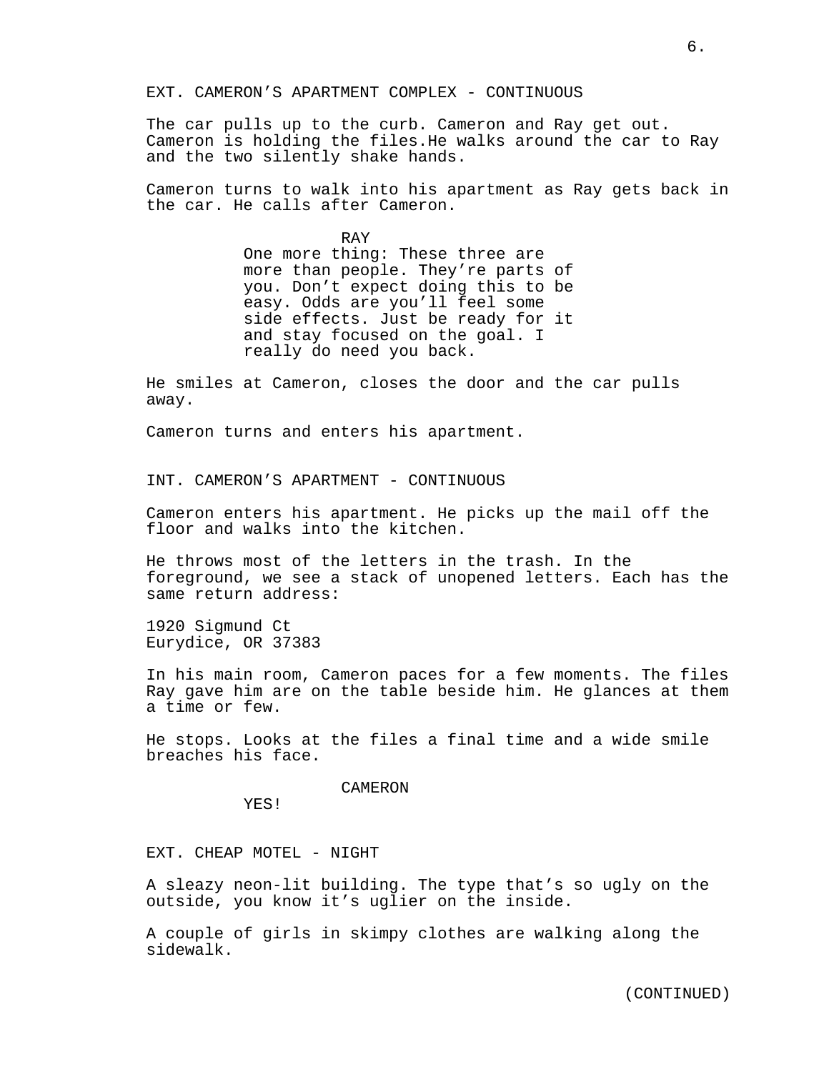EXT. CAMERON’S APARTMENT COMPLEX - CONTINUOUS

The car pulls up to the curb. Cameron and Ray get out. Cameron is holding the files.He walks around the car to Ray and the two silently shake hands.

Cameron turns to walk into his apartment as Ray gets back in the car. He calls after Cameron.

RAY

One more thing: These three are more than people. They’re parts of you. Don’t expect doing this to be easy. Odds are you’ll feel some side effects. Just be ready for it and stay focused on the goal. I really do need you back.

He smiles at Cameron, closes the door and the car pulls away.

Cameron turns and enters his apartment.

INT. CAMERON’S APARTMENT - CONTINUOUS

Cameron enters his apartment. He picks up the mail off the floor and walks into the kitchen.

He throws most of the letters in the trash. In the foreground, we see a stack of unopened letters. Each has the same return address:

1920 Sigmund Ct
Eurydice, OR 37383

In his main room, Cameron paces for a few moments. The files Ray gave him are on the table beside him. He glances at them a time or few.

He stops. Looks at the files a final time and a wide smile breaches his face.

CAMERON

YES!

EXT. CHEAP MOTEL - NIGHT

A sleazy neon-lit building. The type that’s so ugly on the outside, you know it’s uglier on the inside.

A couple of girls in skimpy clothes are walking along the sidewalk.

(CONTINUED)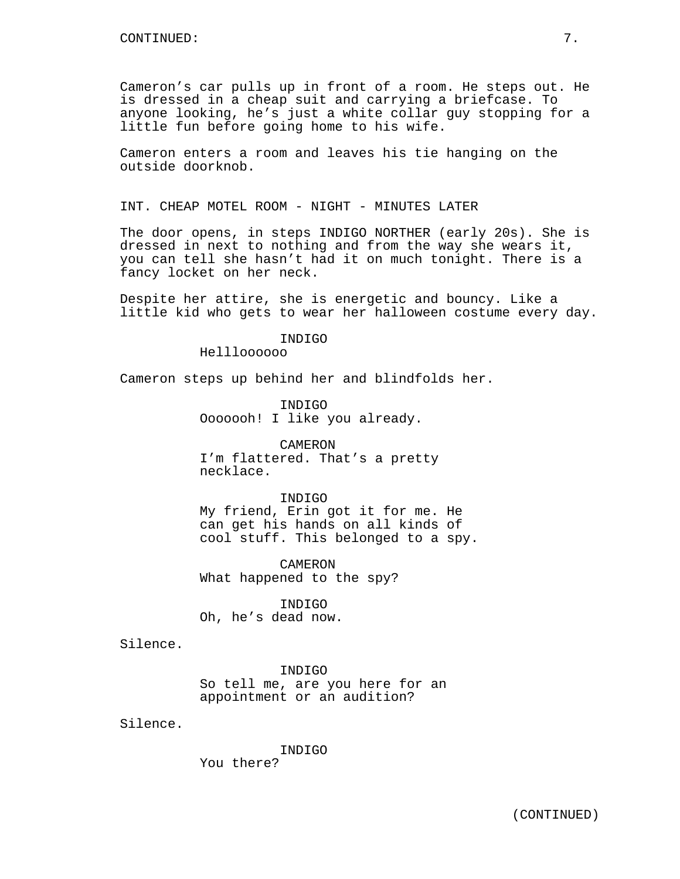Cameron's car pulls up in front of a room. He steps out. He is dressed in a cheap suit and carrying a briefcase. To anyone looking, he's just a white collar guy stopping for a little fun before going home to his wife.

Cameron enters a room and leaves his tie hanging on the outside doorknob.

INT. CHEAP MOTEL ROOM - NIGHT - MINUTES LATER

The door opens, in steps INDIGO NORTHER (early 20s). She is dressed in next to nothing and from the way she wears it, you can tell she hasn't had it on much tonight. There is a fancy locket on her neck.

Despite her attire, she is energetic and bouncy. Like a little kid who gets to wear her halloween costume every day.

INDIGO
Hellllooooo

Cameron steps up behind her and blindfolds her.

INDIGO
Ooooooh! I like you already.

CAMERON
I'm flattered. That's a pretty necklace.

INDIGO
My friend, Erin got it for me. He can get his hands on all kinds of cool stuff. This belonged to a spy.

CAMERON
What happened to the spy?

INDIGO
Oh, he's dead now.

Silence.

INDIGO
So tell me, are you here for an appointment or an audition?

Silence.

INDIGO
You there?

(CONTINUED)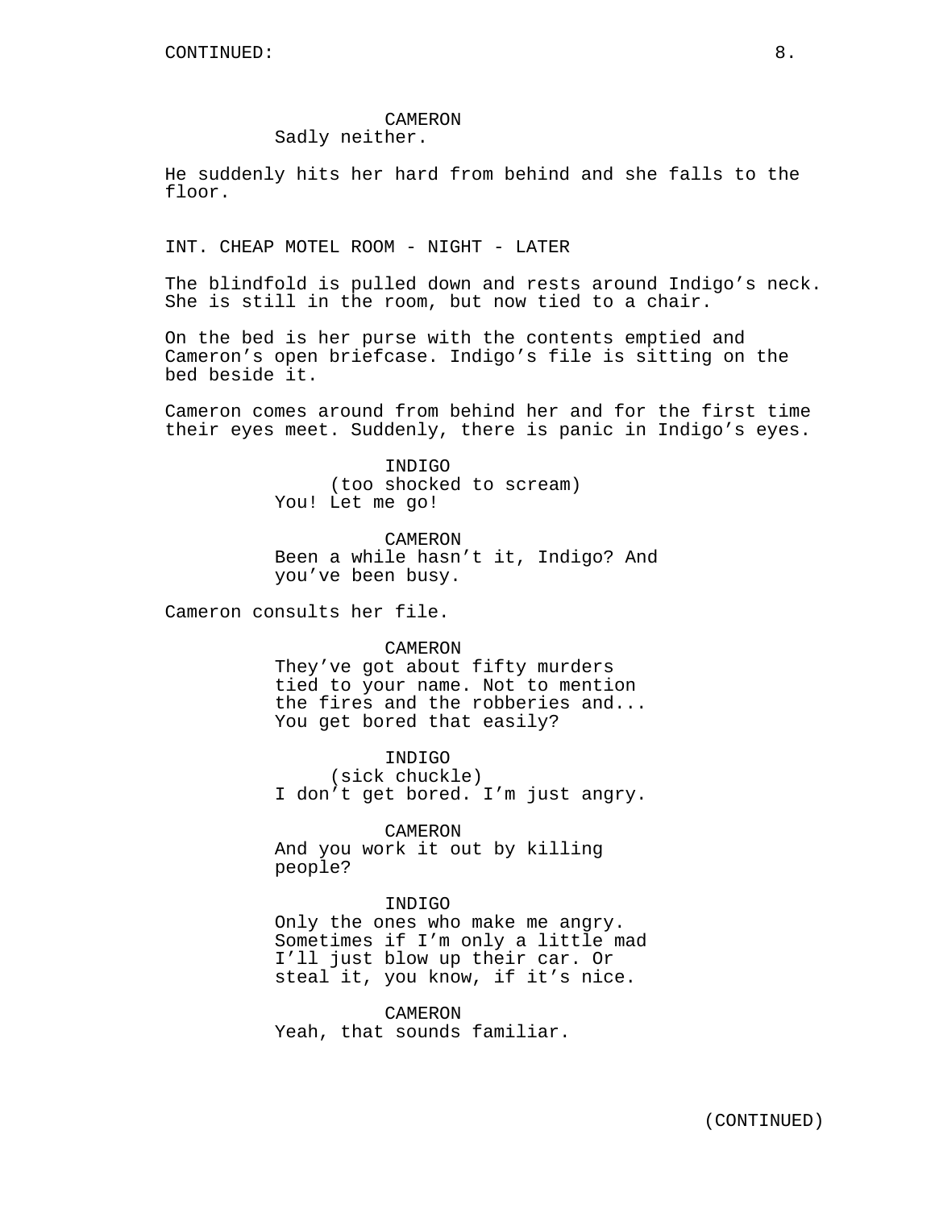CAMERON
Sadly neither.

He suddenly hits her hard from behind and she falls to the floor.

INT. CHEAP MOTEL ROOM - NIGHT - LATER

The blindfold is pulled down and rests around Indigo's neck. She is still in the room, but now tied to a chair.

On the bed is her purse with the contents emptied and Cameron's open briefcase. Indigo's file is sitting on the bed beside it.

Cameron comes around from behind her and for the first time their eyes meet. Suddenly, there is panic in Indigo's eyes.

INDIGO
(too shocked to scream)
You! Let me go!

CAMERON
Been a while hasn't it, Indigo? And you've been busy.

Cameron consults her file.

CAMERON
They've got about fifty murders tied to your name. Not to mention the fires and the robberies and... You get bored that easily?

INDIGO
(sick chuckle)
I don't get bored. I'm just angry.

CAMERON
And you work it out by killing people?

INDIGO
Only the ones who make me angry. Sometimes if I'm only a little mad I'll just blow up their car. Or steal it, you know, if it's nice.

CAMERON
Yeah, that sounds familiar.

(CONTINUED)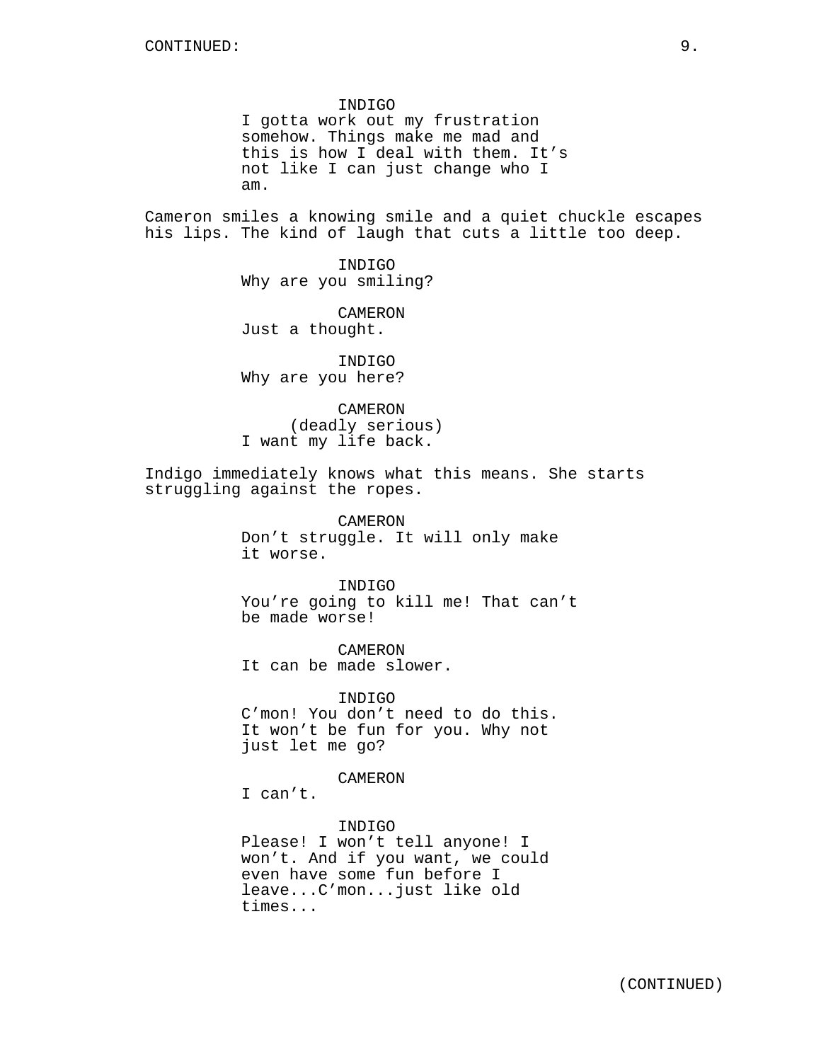CONTINUED:

INDIGO
I gotta work out my frustration somehow. Things make me mad and this is how I deal with them. It's not like I can just change who I am.

Cameron smiles a knowing smile and a quiet chuckle escapes his lips. The kind of laugh that cuts a little too deep.

INDIGO
Why are you smiling?

CAMERON
Just a thought.

INDIGO
Why are you here?

CAMERON
(deadly serious)
I want my life back.

Indigo immediately knows what this means. She starts struggling against the ropes.

CAMERON
Don't struggle. It will only make it worse.

INDIGO
You're going to kill me! That can't be made worse!

CAMERON
It can be made slower.

INDIGO
C'mon! You don't need to do this. It won't be fun for you. Why not just let me go?

CAMERON
I can't.

INDIGO
Please! I won't tell anyone! I won't. And if you want, we could even have some fun before I leave...C'mon...just like old times...

(CONTINUED)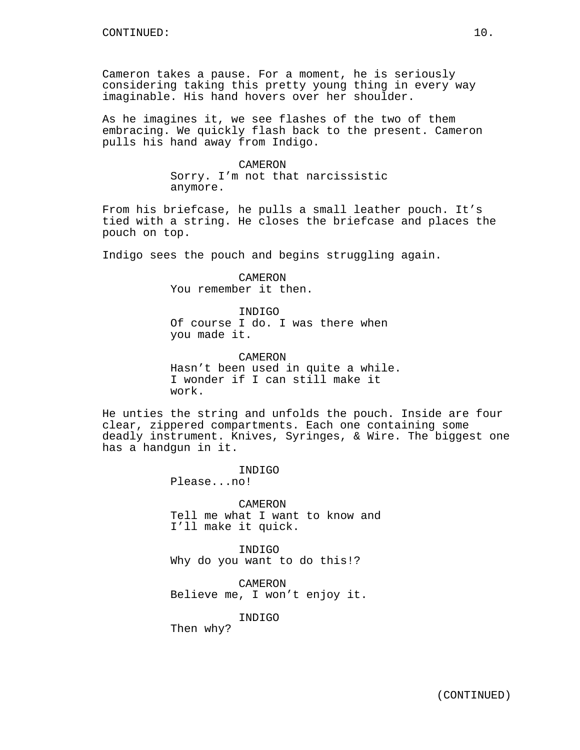CONTINUED:

Cameron takes a pause. For a moment, he is seriously considering taking this pretty young thing in every way imaginable. His hand hovers over her shoulder.

As he imagines it, we see flashes of the two of them embracing. We quickly flash back to the present. Cameron pulls his hand away from Indigo.

CAMERON
Sorry. I'm not that narcissistic anymore.

From his briefcase, he pulls a small leather pouch. It's tied with a string. He closes the briefcase and places the pouch on top.

Indigo sees the pouch and begins struggling again.

CAMERON
You remember it then.

INDIGO
Of course I do. I was there when you made it.

CAMERON
Hasn't been used in quite a while. I wonder if I can still make it work.

He unties the string and unfolds the pouch. Inside are four clear, zippered compartments. Each one containing some deadly instrument. Knives, Syringes, & Wire. The biggest one has a handgun in it.

INDIGO
Please...no!

CAMERON
Tell me what I want to know and I'll make it quick.

INDIGO
Why do you want to do this!?

CAMERON
Believe me, I won't enjoy it.

INDIGO
Then why?

(CONTINUED)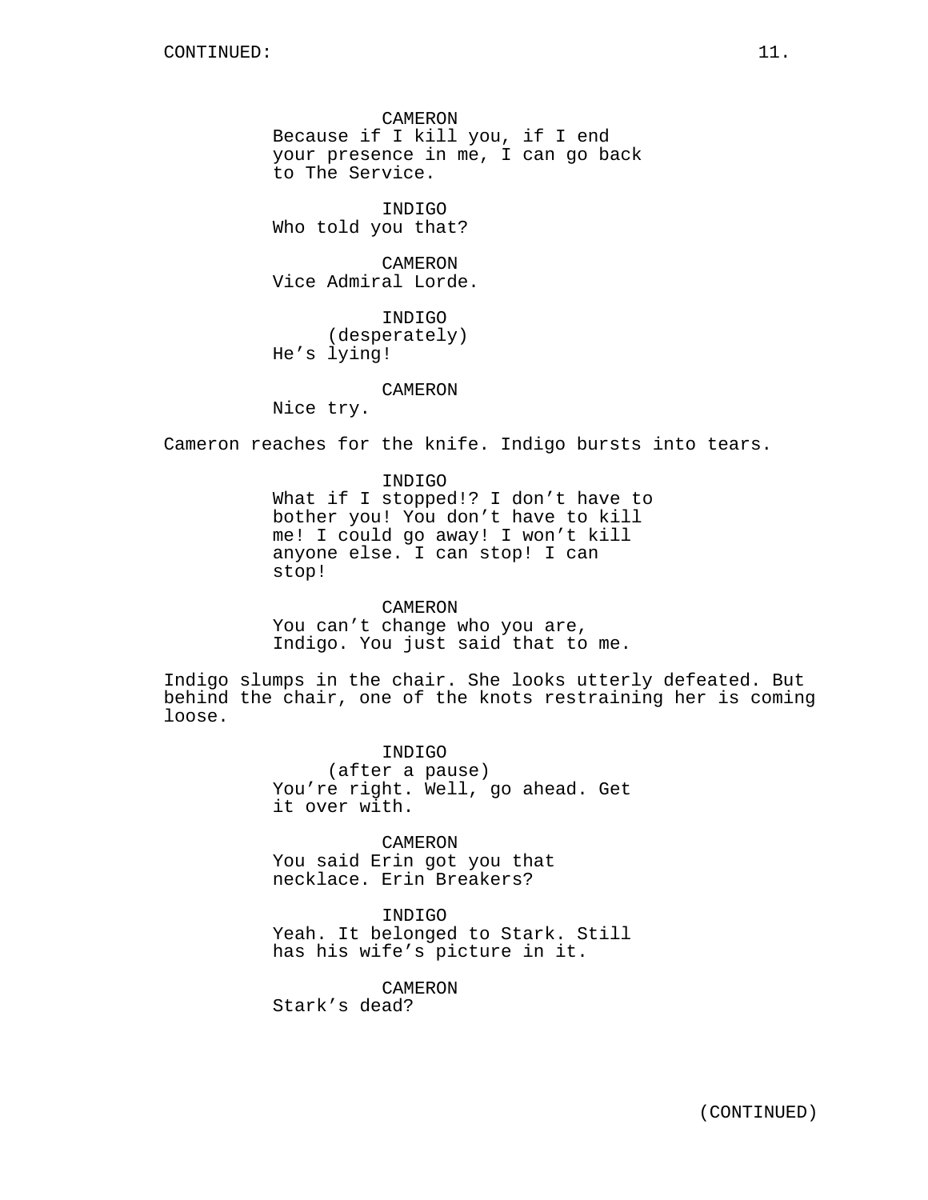CAMERON
Because if I kill you, if I end your presence in me, I can go back to The Service.

INDIGO
Who told you that?

CAMERON
Vice Admiral Lorde.

INDIGO
(desperately)
He's lying!

CAMERON
Nice try.

Cameron reaches for the knife. Indigo bursts into tears.

INDIGO
What if I stopped!? I don't have to bother you! You don't have to kill me! I could go away! I won't kill anyone else. I can stop! I can stop!

CAMERON
You can't change who you are, Indigo. You just said that to me.

Indigo slumps in the chair. She looks utterly defeated. But behind the chair, one of the knots restraining her is coming loose.

INDIGO
(after a pause)
You're right. Well, go ahead. Get it over with.

CAMERON
You said Erin got you that necklace. Erin Breakers?

INDIGO
Yeah. It belonged to Stark. Still has his wife's picture in it.

CAMERON
Stark's dead?

(CONTINUED)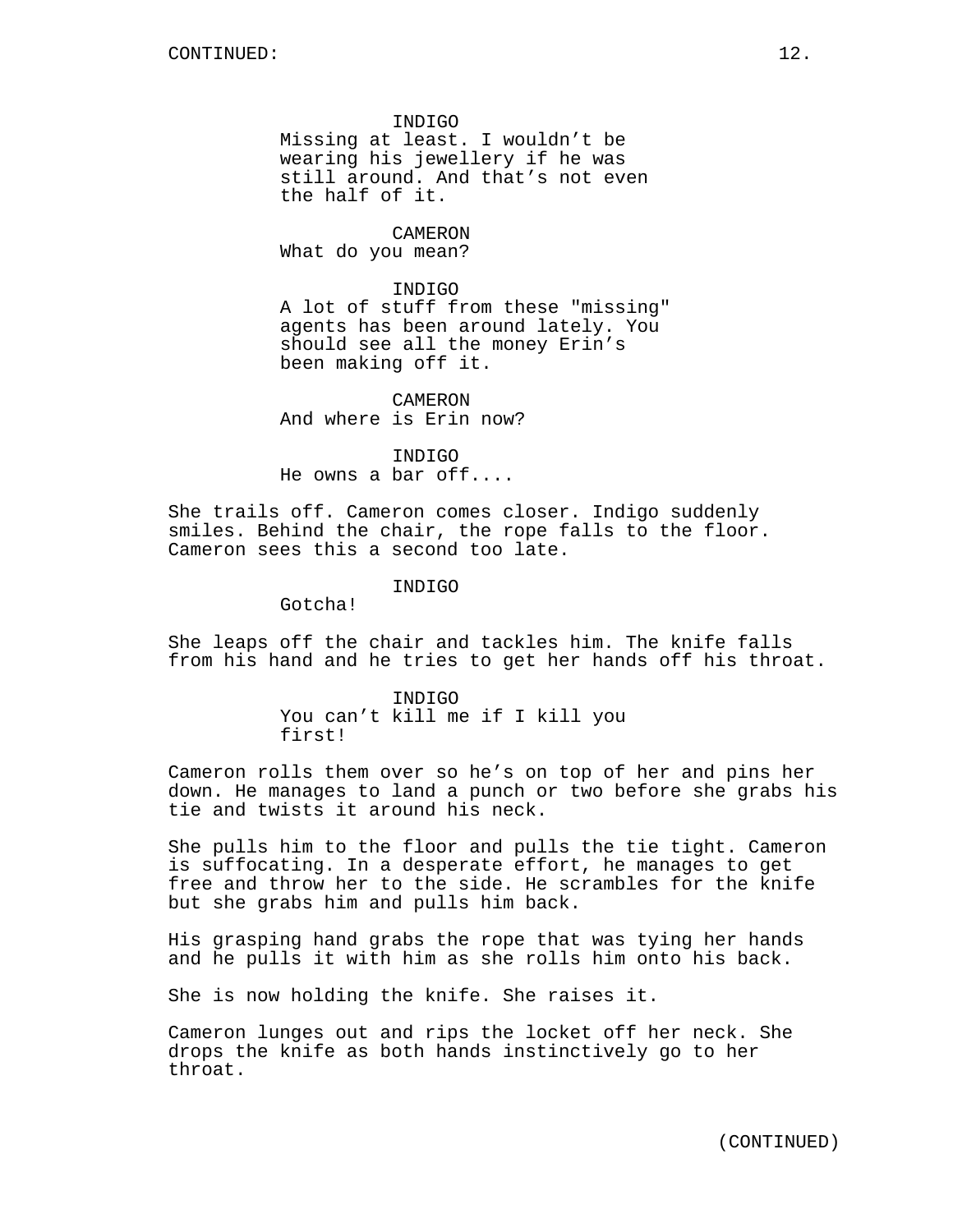CONTINUED:

INDIGO
Missing at least. I wouldn't be wearing his jewellery if he was still around. And that's not even the half of it.

CAMERON
What do you mean?

INDIGO
A lot of stuff from these "missing" agents has been around lately. You should see all the money Erin's been making off it.

CAMERON
And where is Erin now?

INDIGO
He owns a bar off....

She trails off. Cameron comes closer. Indigo suddenly smiles. Behind the chair, the rope falls to the floor. Cameron sees this a second too late.

INDIGO
Gotcha!

She leaps off the chair and tackles him. The knife falls from his hand and he tries to get her hands off his throat.

INDIGO
You can't kill me if I kill you first!

Cameron rolls them over so he's on top of her and pins her down. He manages to land a punch or two before she grabs his tie and twists it around his neck.

She pulls him to the floor and pulls the tie tight. Cameron is suffocating. In a desperate effort, he manages to get free and throw her to the side. He scrambles for the knife but she grabs him and pulls him back.

His grasping hand grabs the rope that was tying her hands and he pulls it with him as she rolls him onto his back.

She is now holding the knife. She raises it.

Cameron lunges out and rips the locket off her neck. She drops the knife as both hands instinctively go to her throat.

(CONTINUED)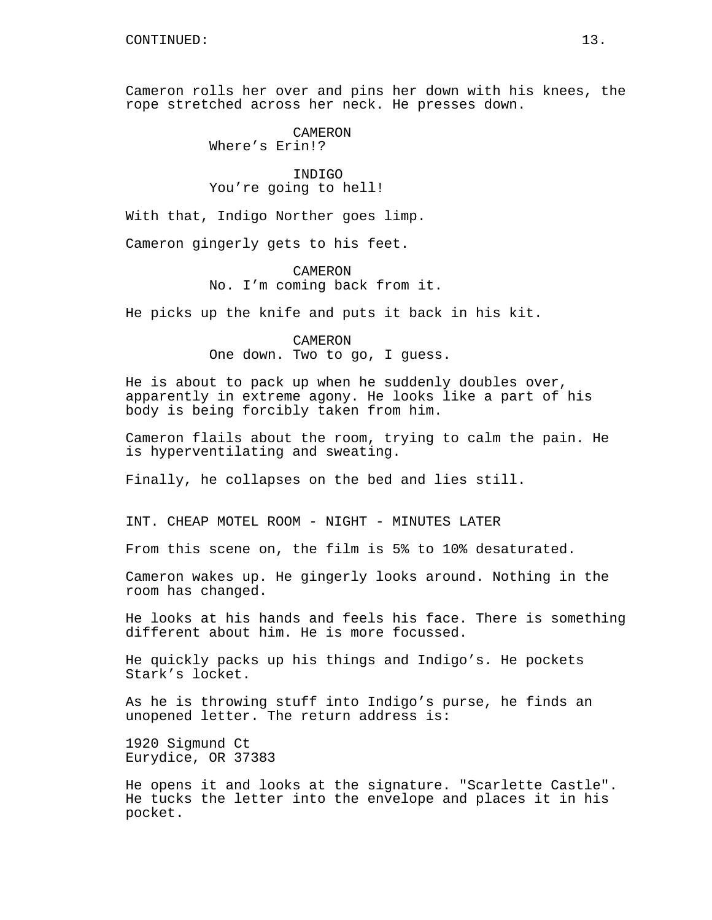CONTINUED:

Cameron rolls her over and pins her down with his knees, the rope stretched across her neck. He presses down.

CAMERON
Where's Erin!?

INDIGO
You're going to hell!

With that, Indigo Norther goes limp.

Cameron gingerly gets to his feet.

CAMERON
No. I'm coming back from it.

He picks up the knife and puts it back in his kit.

CAMERON
One down. Two to go, I guess.

He is about to pack up when he suddenly doubles over, apparently in extreme agony. He looks like a part of his body is being forcibly taken from him.

Cameron flails about the room, trying to calm the pain. He is hyperventilating and sweating.

Finally, he collapses on the bed and lies still.

INT. CHEAP MOTEL ROOM - NIGHT - MINUTES LATER

From this scene on, the film is 5% to 10% desaturated.

Cameron wakes up. He gingerly looks around. Nothing in the room has changed.

He looks at his hands and feels his face. There is something different about him. He is more focussed.

He quickly packs up his things and Indigo's. He pockets Stark's locket.

As he is throwing stuff into Indigo's purse, he finds an unopened letter. The return address is:

1920 Sigmund Ct
Eurydice, OR 37383

He opens it and looks at the signature. "Scarlette Castle". He tucks the letter into the envelope and places it in his pocket.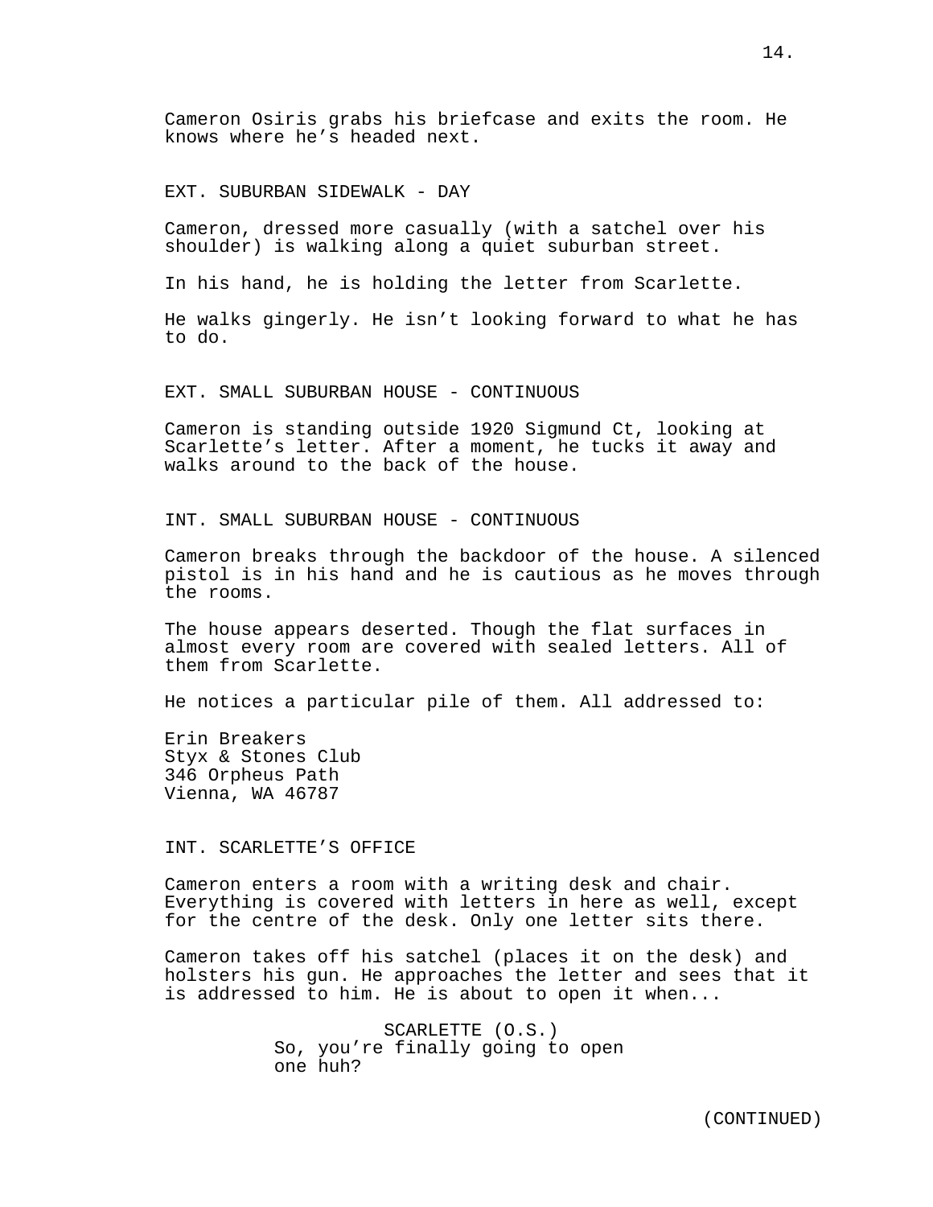Cameron Osiris grabs his briefcase and exits the room. He knows where he's headed next.

EXT. SUBURBAN SIDEWALK - DAY

Cameron, dressed more casually (with a satchel over his shoulder) is walking along a quiet suburban street.

In his hand, he is holding the letter from Scarlette.

He walks gingerly. He isn't looking forward to what he has to do.

EXT. SMALL SUBURBAN HOUSE - CONTINUOUS

Cameron is standing outside 1920 Sigmund Ct, looking at Scarlette's letter. After a moment, he tucks it away and walks around to the back of the house.

INT. SMALL SUBURBAN HOUSE - CONTINUOUS

Cameron breaks through the backdoor of the house. A silenced pistol is in his hand and he is cautious as he moves through the rooms.

The house appears deserted. Though the flat surfaces in almost every room are covered with sealed letters. All of them from Scarlette.

He notices a particular pile of them. All addressed to:

Erin Breakers
Styx & Stones Club
346 Orpheus Path
Vienna, WA 46787

INT. SCARLETTE'S OFFICE

Cameron enters a room with a writing desk and chair. Everything is covered with letters in here as well, except for the centre of the desk. Only one letter sits there.

Cameron takes off his satchel (places it on the desk) and holsters his gun. He approaches the letter and sees that it is addressed to him. He is about to open it when...

SCARLETTE (O.S.)
So, you're finally going to open one huh?

(CONTINUED)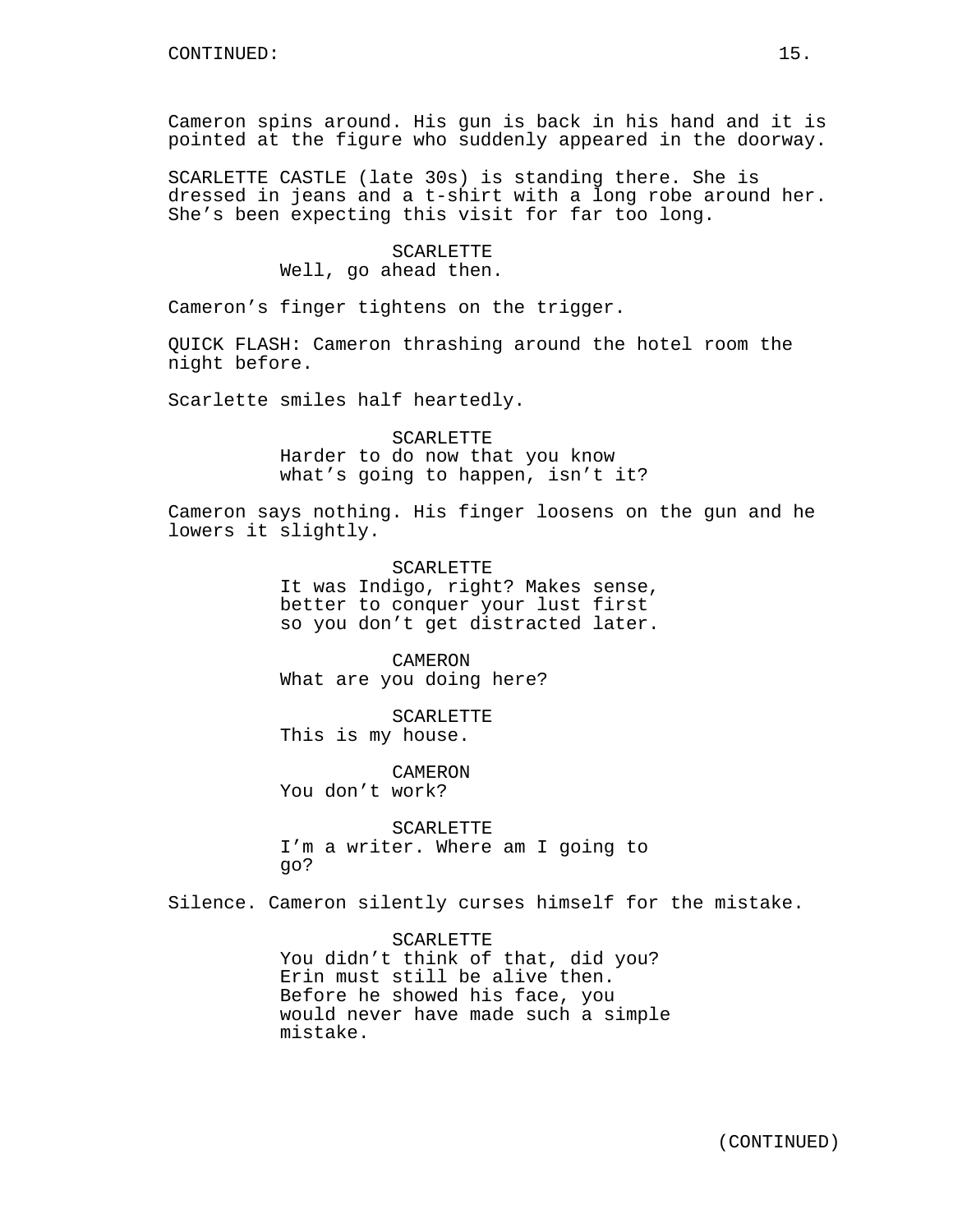Cameron spins around. His gun is back in his hand and it is pointed at the figure who suddenly appeared in the doorway.

SCARLETTE CASTLE (late 30s) is standing there. She is dressed in jeans and a t-shirt with a long robe around her. She's been expecting this visit for far too long.

SCARLETTE
Well, go ahead then.

Cameron's finger tightens on the trigger.

QUICK FLASH: Cameron thrashing around the hotel room the night before.

Scarlette smiles half heartedly.

SCARLETTE
Harder to do now that you know what's going to happen, isn't it?

Cameron says nothing. His finger loosens on the gun and he lowers it slightly.

SCARLETTE
It was Indigo, right? Makes sense, better to conquer your lust first so you don't get distracted later.

CAMERON
What are you doing here?

SCARLETTE
This is my house.

CAMERON
You don't work?

SCARLETTE
I'm a writer. Where am I going to go?

Silence. Cameron silently curses himself for the mistake.

SCARLETTE
You didn't think of that, did you? Erin must still be alive then. Before he showed his face, you would never have made such a simple mistake.

(CONTINUED)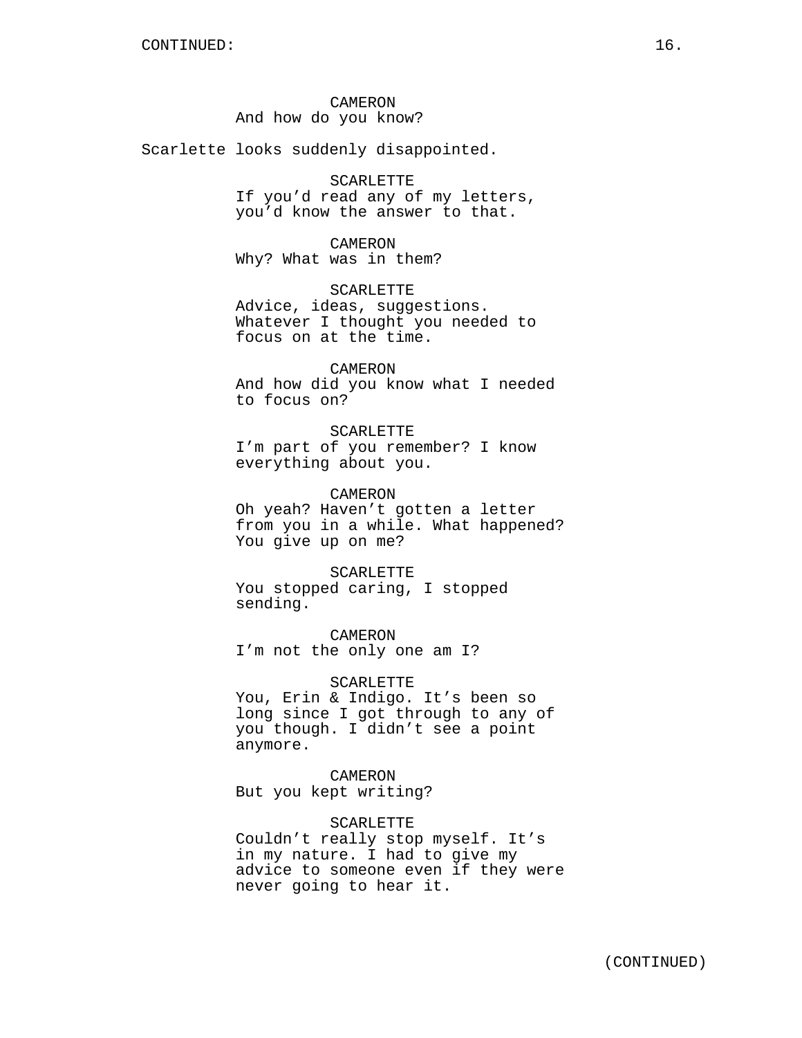CONTINUED:

CAMERON
And how do you know?

Scarlette looks suddenly disappointed.

SCARLETTE
If you'd read any of my letters, you'd know the answer to that.

CAMERON
Why? What was in them?

SCARLETTE
Advice, ideas, suggestions. Whatever I thought you needed to focus on at the time.

CAMERON
And how did you know what I needed to focus on?

SCARLETTE
I'm part of you remember? I know everything about you.

CAMERON
Oh yeah? Haven't gotten a letter from you in a while. What happened? You give up on me?

SCARLETTE
You stopped caring, I stopped sending.

CAMERON
I'm not the only one am I?

SCARLETTE
You, Erin & Indigo. It's been so long since I got through to any of you though. I didn't see a point anymore.

CAMERON
But you kept writing?

SCARLETTE
Couldn't really stop myself. It's in my nature. I had to give my advice to someone even if they were never going to hear it.

(CONTINUED)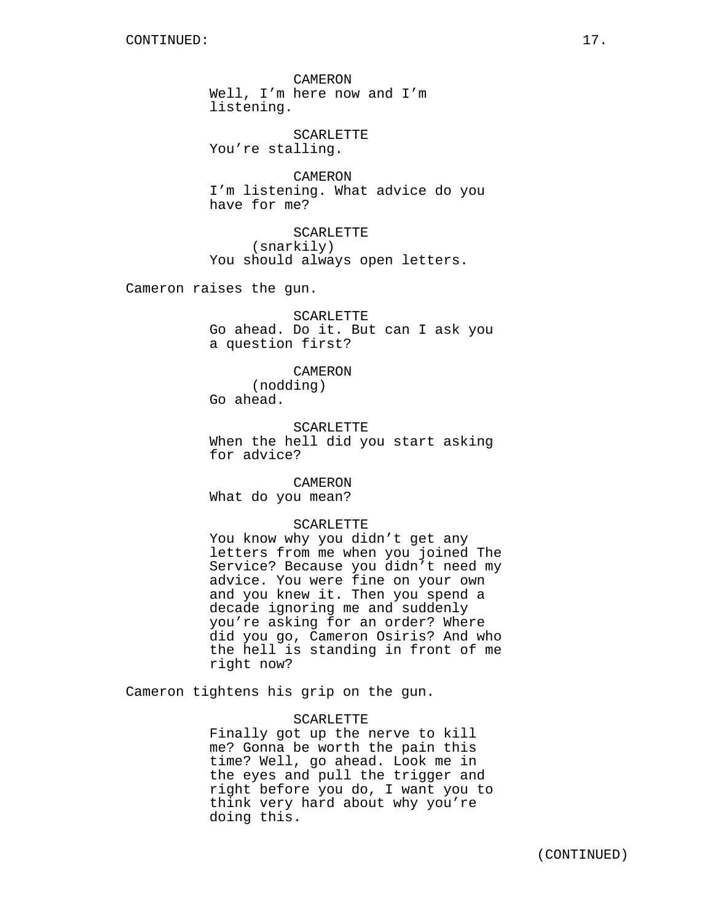CONTINUED:

CAMERON
Well, I'm here now and I'm listening.

SCARLETTE
You're stalling.

CAMERON
I'm listening. What advice do you have for me?

SCARLETTE
(snarkily)
You should always open letters.

Cameron raises the gun.

SCARLETTE
Go ahead. Do it. But can I ask you a question first?

CAMERON
(nodding)
Go ahead.

SCARLETTE
When the hell did you start asking for advice?

CAMERON
What do you mean?

SCARLETTE
You know why you didn't get any letters from me when you joined The Service? Because you didn't need my advice. You were fine on your own and you knew it. Then you spend a decade ignoring me and suddenly you're asking for an order? Where did you go, Cameron Osiris? And who the hell is standing in front of me right now?

Cameron tightens his grip on the gun.

SCARLETTE
Finally got up the nerve to kill me? Gonna be worth the pain this time? Well, go ahead. Look me in the eyes and pull the trigger and right before you do, I want you to think very hard about why you're doing this.

(CONTINUED)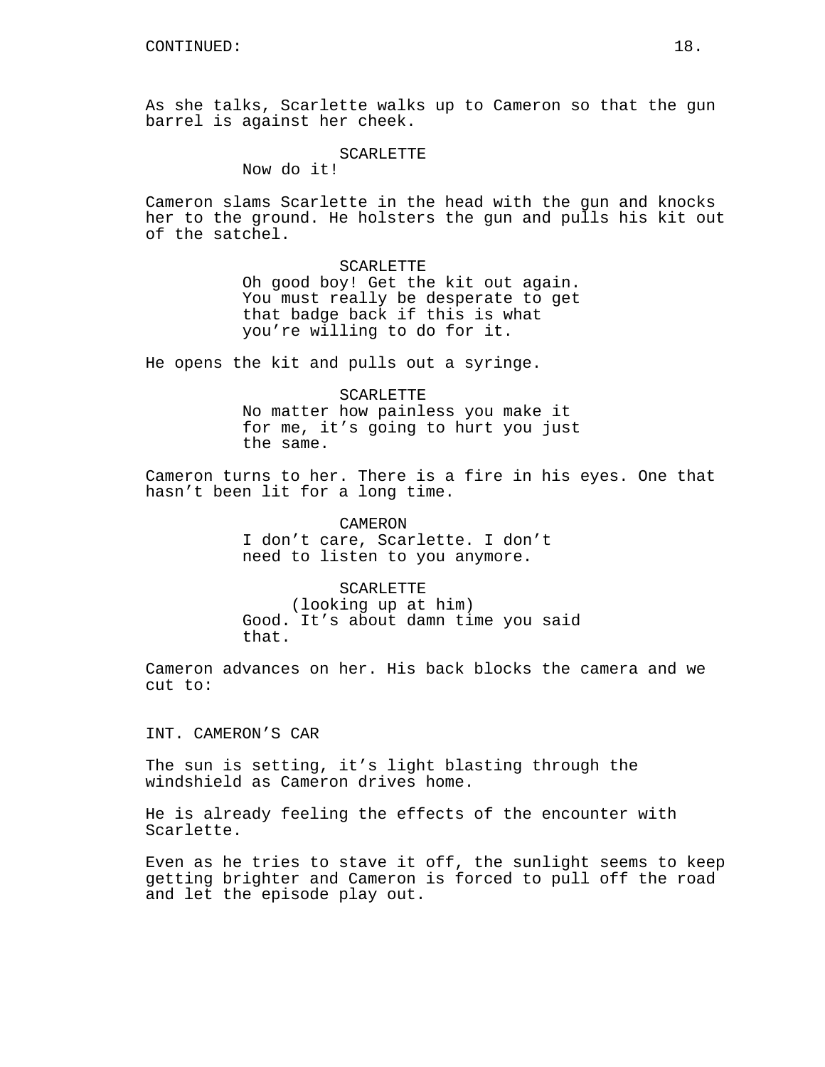CONTINUED:

As she talks, Scarlette walks up to Cameron so that the gun barrel is against her cheek.

SCARLETTE
Now do it!

Cameron slams Scarlette in the head with the gun and knocks her to the ground. He holsters the gun and pulls his kit out of the satchel.

SCARLETTE
Oh good boy! Get the kit out again. You must really be desperate to get that badge back if this is what you're willing to do for it.

He opens the kit and pulls out a syringe.

SCARLETTE
No matter how painless you make it for me, it's going to hurt you just the same.

Cameron turns to her. There is a fire in his eyes. One that hasn't been lit for a long time.

CAMERON
I don't care, Scarlette. I don't need to listen to you anymore.

SCARLETTE
(looking up at him)
Good. It's about damn time you said that.

Cameron advances on her. His back blocks the camera and we cut to:

INT. CAMERON'S CAR

The sun is setting, it's light blasting through the windshield as Cameron drives home.

He is already feeling the effects of the encounter with Scarlette.

Even as he tries to stave it off, the sunlight seems to keep getting brighter and Cameron is forced to pull off the road and let the episode play out.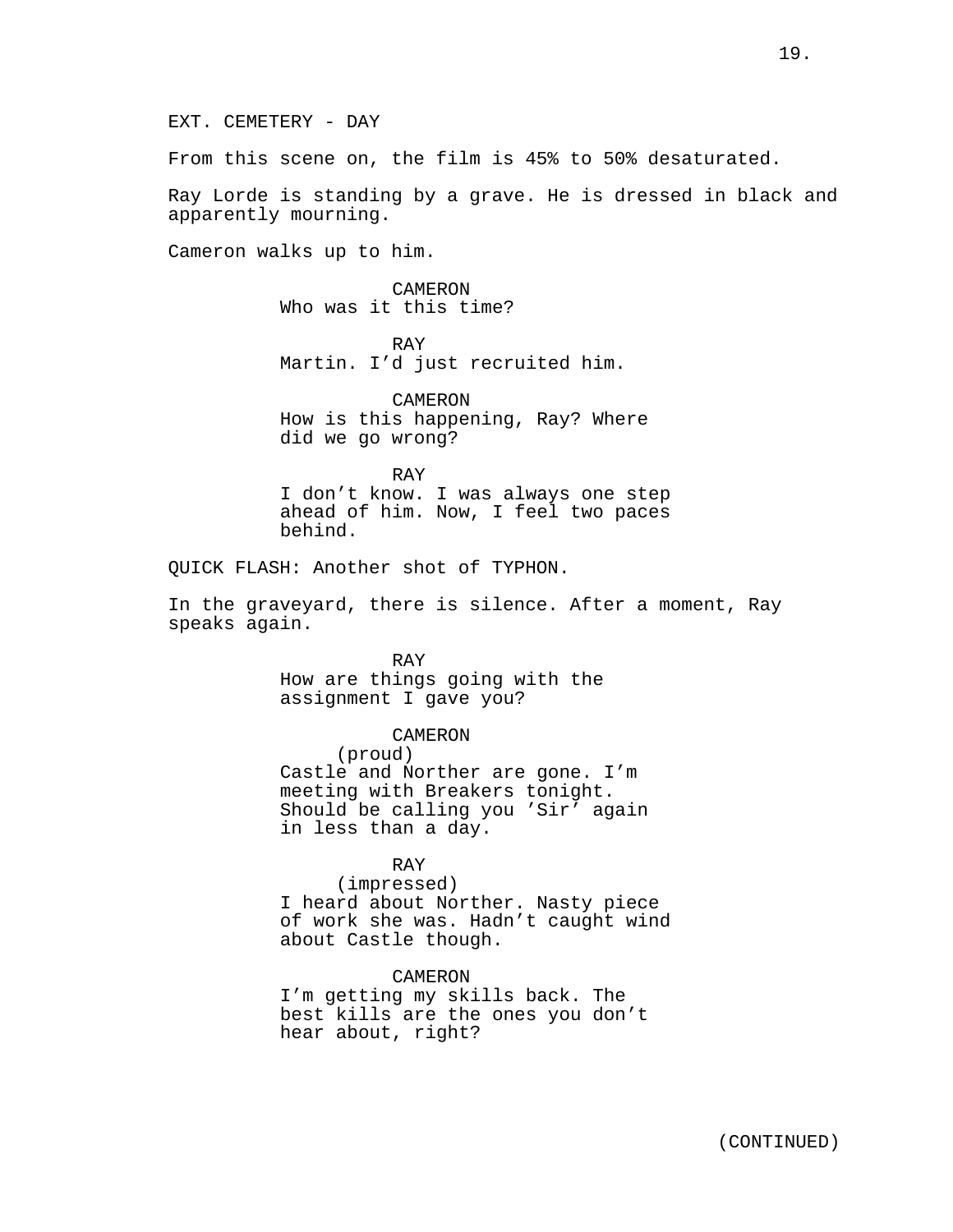EXT. CEMETERY - DAY

From this scene on, the film is 45% to 50% desaturated.

Ray Lorde is standing by a grave. He is dressed in black and apparently mourning.

Cameron walks up to him.

CAMERON
Who was it this time?

RAY
Martin. I'd just recruited him.

CAMERON
How is this happening, Ray? Where did we go wrong?

RAY
I don't know. I was always one step ahead of him. Now, I feel two paces behind.

QUICK FLASH: Another shot of TYPHON.

In the graveyard, there is silence. After a moment, Ray speaks again.

RAY
How are things going with the assignment I gave you?

CAMERON
(proud)
Castle and Norther are gone. I'm meeting with Breakers tonight. Should be calling you 'Sir' again in less than a day.

RAY
(impressed)
I heard about Norther. Nasty piece of work she was. Hadn't caught wind about Castle though.

CAMERON
I'm getting my skills back. The best kills are the ones you don't hear about, right?

(CONTINUED)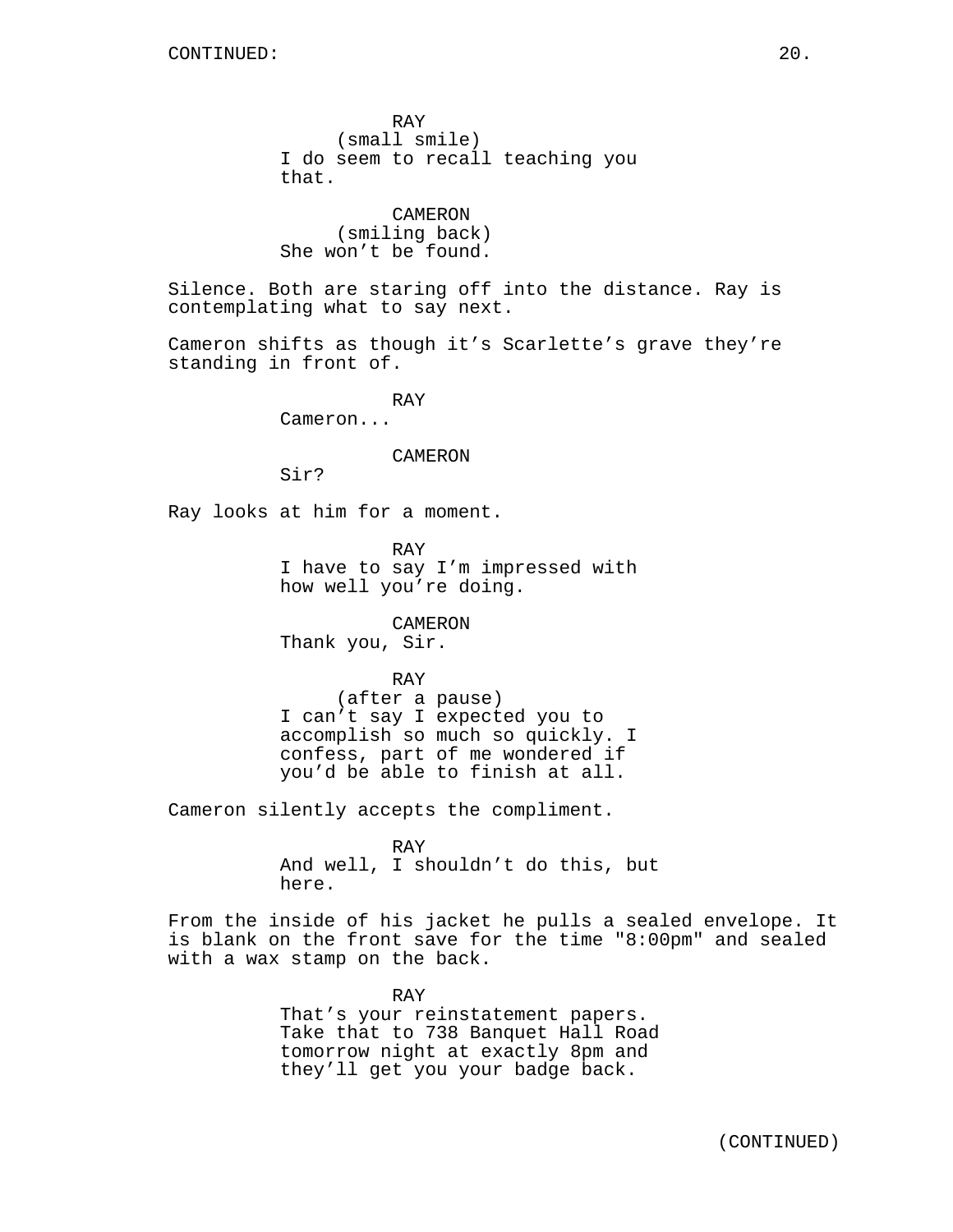CONTINUED:

RAY
(small smile)
I do seem to recall teaching you that.

CAMERON
(smiling back)
She won't be found.

Silence. Both are staring off into the distance. Ray is contemplating what to say next.

Cameron shifts as though it's Scarlette's grave they're standing in front of.

RAY
Cameron...

CAMERON
Sir?

Ray looks at him for a moment.

RAY
I have to say I'm impressed with how well you're doing.

CAMERON
Thank you, Sir.

RAY
(after a pause)
I can't say I expected you to accomplish so much so quickly. I confess, part of me wondered if you'd be able to finish at all.

Cameron silently accepts the compliment.

RAY
And well, I shouldn't do this, but here.

From the inside of his jacket he pulls a sealed envelope. It is blank on the front save for the time "8:00pm" and sealed with a wax stamp on the back.

RAY
That's your reinstatement papers. Take that to 738 Banquet Hall Road tomorrow night at exactly 8pm and they'll get you your badge back.

(CONTINUED)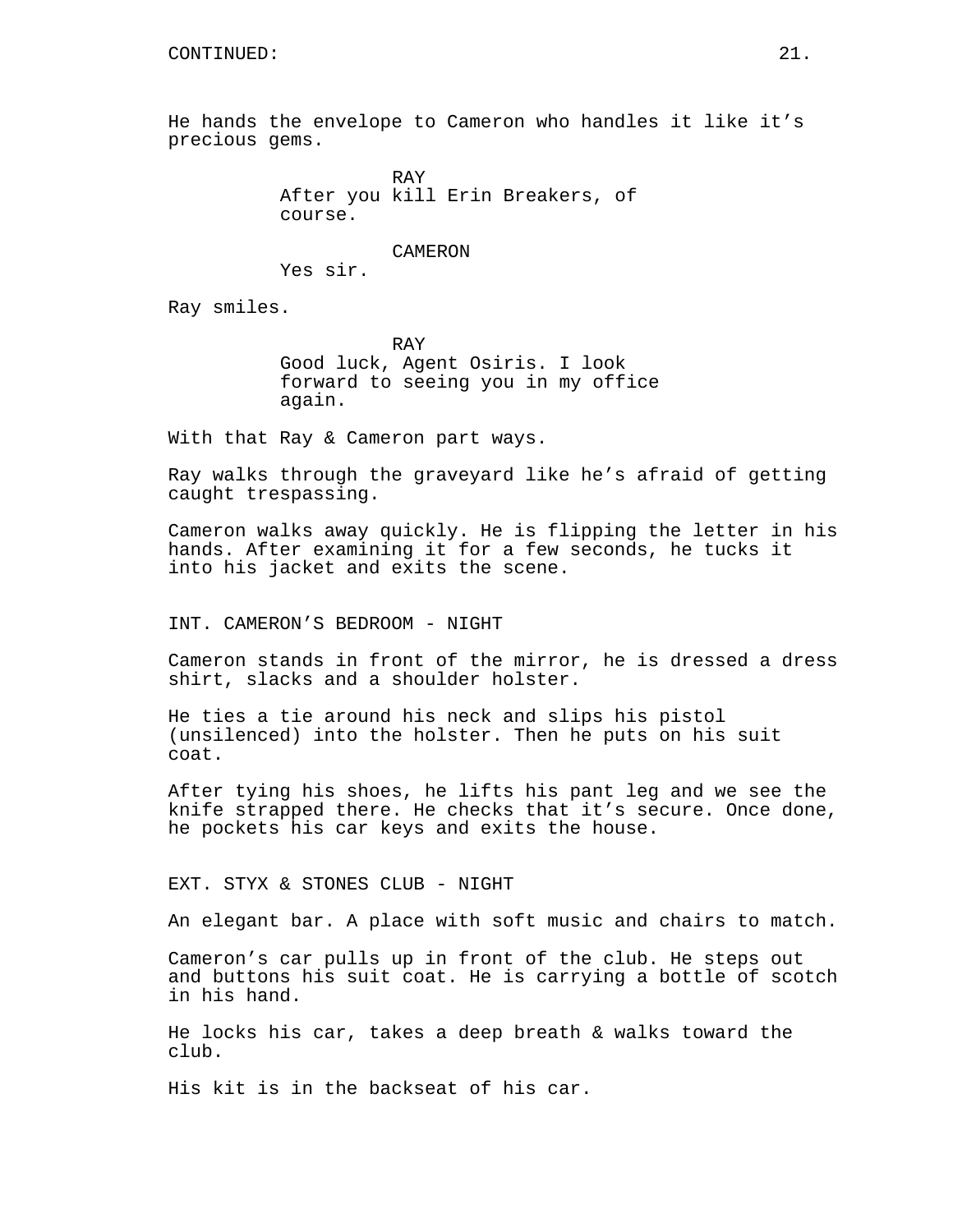CONTINUED:

He hands the envelope to Cameron who handles it like it's precious gems.

RAY
After you kill Erin Breakers, of course.

CAMERON
Yes sir.

Ray smiles.

RAY
Good luck, Agent Osiris. I look forward to seeing you in my office again.

With that Ray & Cameron part ways.

Ray walks through the graveyard like he's afraid of getting caught trespassing.

Cameron walks away quickly. He is flipping the letter in his hands. After examining it for a few seconds, he tucks it into his jacket and exits the scene.

INT. CAMERON'S BEDROOM - NIGHT

Cameron stands in front of the mirror, he is dressed a dress shirt, slacks and a shoulder holster.

He ties a tie around his neck and slips his pistol (unsilenced) into the holster. Then he puts on his suit coat.

After tying his shoes, he lifts his pant leg and we see the knife strapped there. He checks that it's secure. Once done, he pockets his car keys and exits the house.

EXT. STYX & STONES CLUB - NIGHT

An elegant bar. A place with soft music and chairs to match.

Cameron's car pulls up in front of the club. He steps out and buttons his suit coat. He is carrying a bottle of scotch in his hand.

He locks his car, takes a deep breath & walks toward the club.

His kit is in the backseat of his car.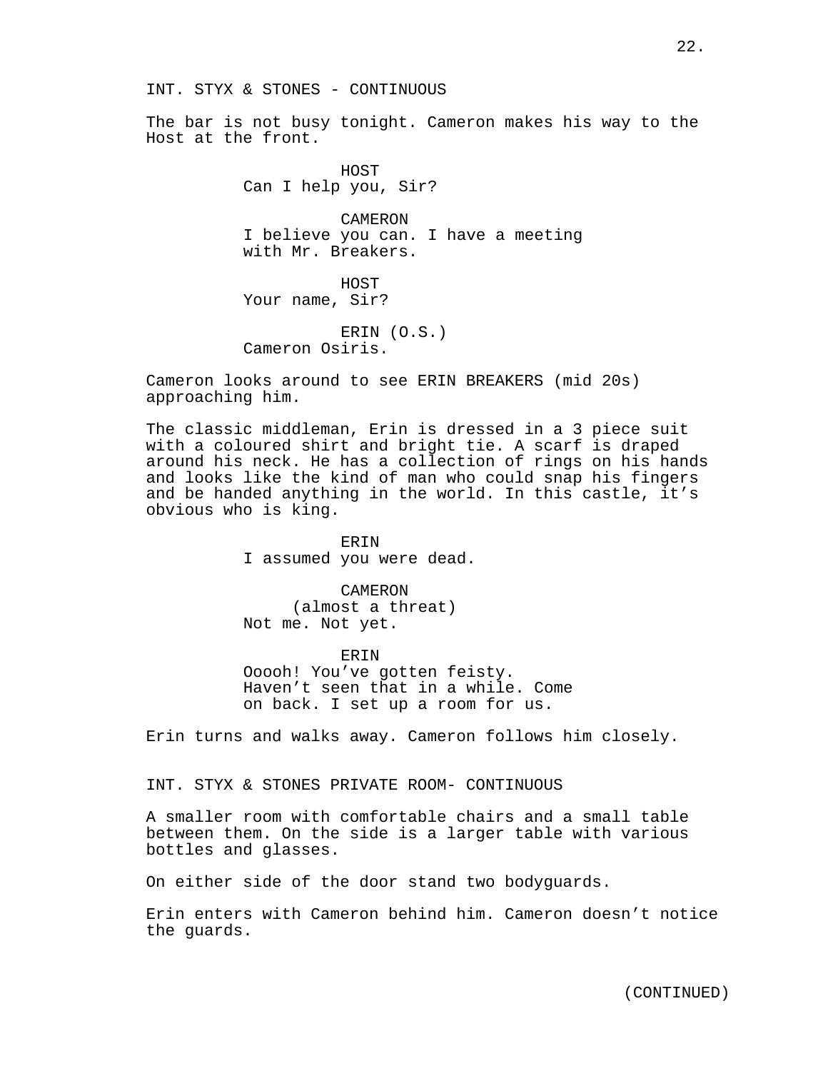INT. STYX & STONES - CONTINUOUS

The bar is not busy tonight. Cameron makes his way to the Host at the front.

HOST
Can I help you, Sir?

CAMERON
I believe you can. I have a meeting with Mr. Breakers.

HOST
Your name, Sir?

ERIN (O.S.)
Cameron Osiris.

Cameron looks around to see ERIN BREAKERS (mid 20s) approaching him.

The classic middleman, Erin is dressed in a 3 piece suit with a coloured shirt and bright tie. A scarf is draped around his neck. He has a collection of rings on his hands and looks like the kind of man who could snap his fingers and be handed anything in the world. In this castle, it's obvious who is king.

ERIN
I assumed you were dead.

CAMERON
(almost a threat)
Not me. Not yet.

ERIN
Ooooh! You've gotten feisty. Haven't seen that in a while. Come on back. I set up a room for us.

Erin turns and walks away. Cameron follows him closely.

INT. STYX & STONES PRIVATE ROOM- CONTINUOUS

A smaller room with comfortable chairs and a small table between them. On the side is a larger table with various bottles and glasses.

On either side of the door stand two bodyguards.

Erin enters with Cameron behind him. Cameron doesn't notice the guards.

(CONTINUED)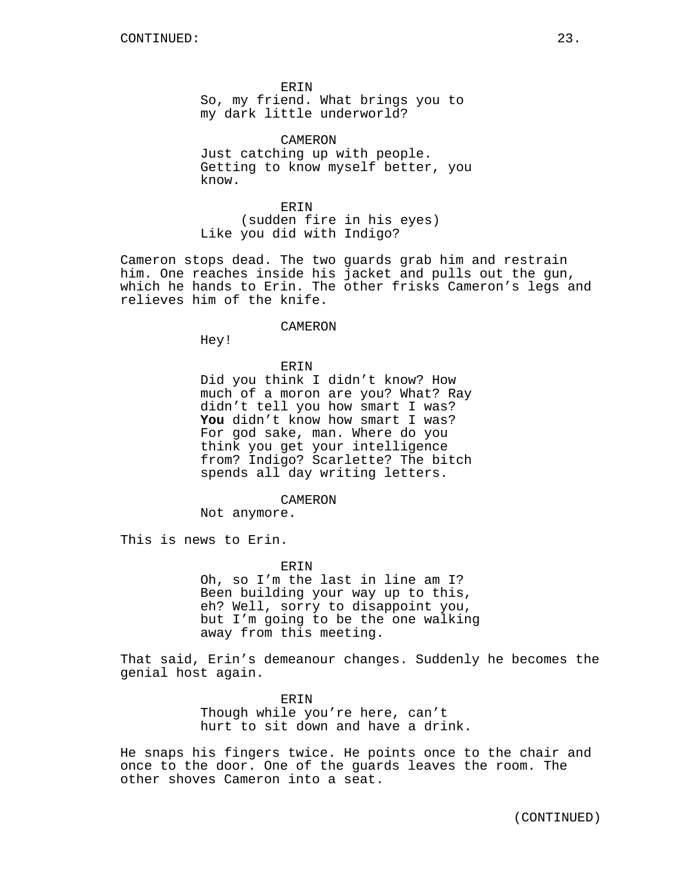CONTINUED:

ERIN
So, my friend. What brings you to my dark little underworld?

CAMERON
Just catching up with people. Getting to know myself better, you know.

ERIN
(sudden fire in his eyes)
Like you did with Indigo?

Cameron stops dead. The two guards grab him and restrain him. One reaches inside his jacket and pulls out the gun, which he hands to Erin. The other frisks Cameron's legs and relieves him of the knife.

CAMERON
Hey!

ERIN
Did you think I didn't know? How much of a moron are you? What? Ray didn't tell you how smart I was? **You** didn't know how smart I was? For god sake, man. Where do you think you get your intelligence from? Indigo? Scarlette? The bitch spends all day writing letters.

CAMERON
Not anymore.

This is news to Erin.

ERIN
Oh, so I'm the last in line am I? Been building your way up to this, eh? Well, sorry to disappoint you, but I'm going to be the one walking away from this meeting.

That said, Erin's demeanour changes. Suddenly he becomes the genial host again.

ERIN
Though while you're here, can't hurt to sit down and have a drink.

He snaps his fingers twice. He points once to the chair and once to the door. One of the guards leaves the room. The other shoves Cameron into a seat.

(CONTINUED)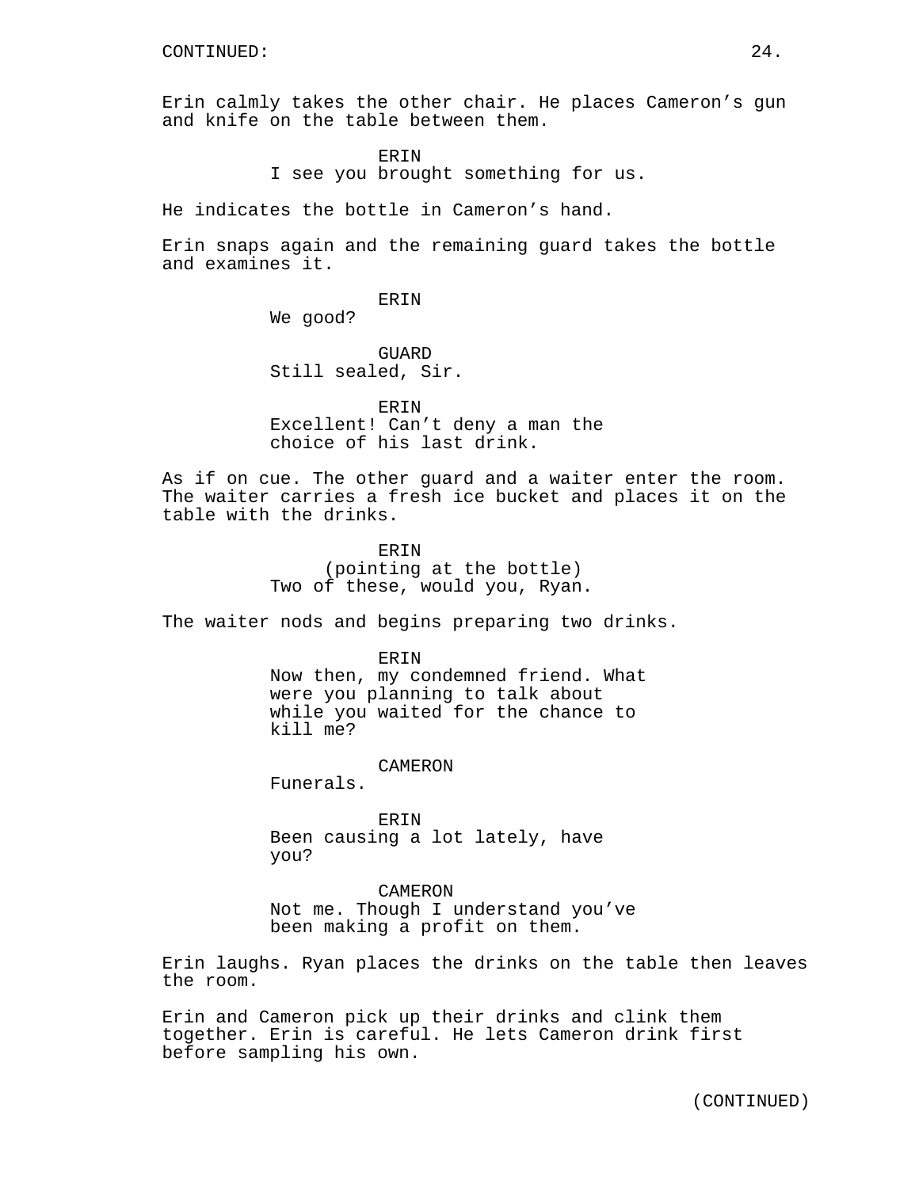CONTINUED:

Erin calmly takes the other chair. He places Cameron's gun and knife on the table between them.

ERIN
I see you brought something for us.

He indicates the bottle in Cameron's hand.

Erin snaps again and the remaining guard takes the bottle and examines it.

ERIN
We good?

GUARD
Still sealed, Sir.

ERIN
Excellent! Can't deny a man the choice of his last drink.

As if on cue. The other guard and a waiter enter the room. The waiter carries a fresh ice bucket and places it on the table with the drinks.

ERIN
(pointing at the bottle)
Two of these, would you, Ryan.

The waiter nods and begins preparing two drinks.

ERIN
Now then, my condemned friend. What were you planning to talk about while you waited for the chance to kill me?

CAMERON
Funerals.

ERIN
Been causing a lot lately, have you?

CAMERON
Not me. Though I understand you've been making a profit on them.

Erin laughs. Ryan places the drinks on the table then leaves the room.

Erin and Cameron pick up their drinks and clink them together. Erin is careful. He lets Cameron drink first before sampling his own.

(CONTINUED)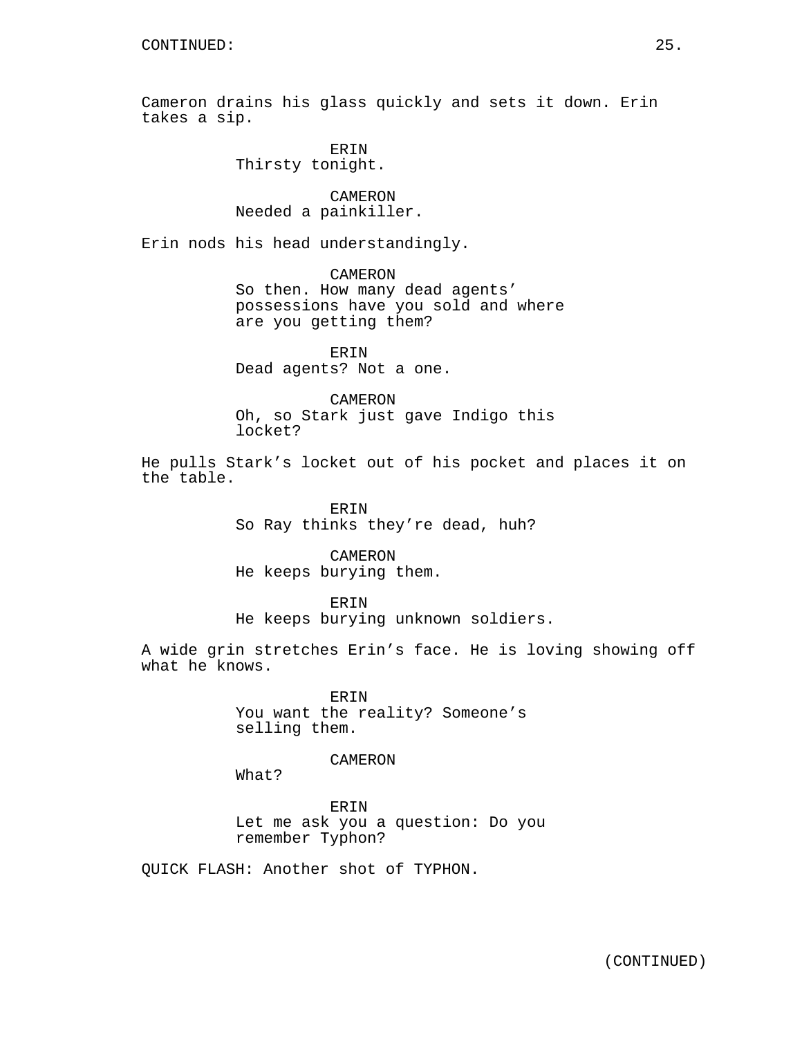CONTINUED:

Cameron drains his glass quickly and sets it down. Erin takes a sip.

ERIN
Thirsty tonight.

CAMERON
Needed a painkiller.

Erin nods his head understandingly.

CAMERON
So then. How many dead agents' possessions have you sold and where are you getting them?

ERIN
Dead agents? Not a one.

CAMERON
Oh, so Stark just gave Indigo this locket?

He pulls Stark's locket out of his pocket and places it on the table.

ERIN
So Ray thinks they're dead, huh?

CAMERON
He keeps burying them.

ERIN
He keeps burying unknown soldiers.

A wide grin stretches Erin's face. He is loving showing off what he knows.

ERIN
You want the reality? Someone's selling them.

CAMERON
What?

ERIN
Let me ask you a question: Do you remember Typhon?

QUICK FLASH: Another shot of TYPHON.

(CONTINUED)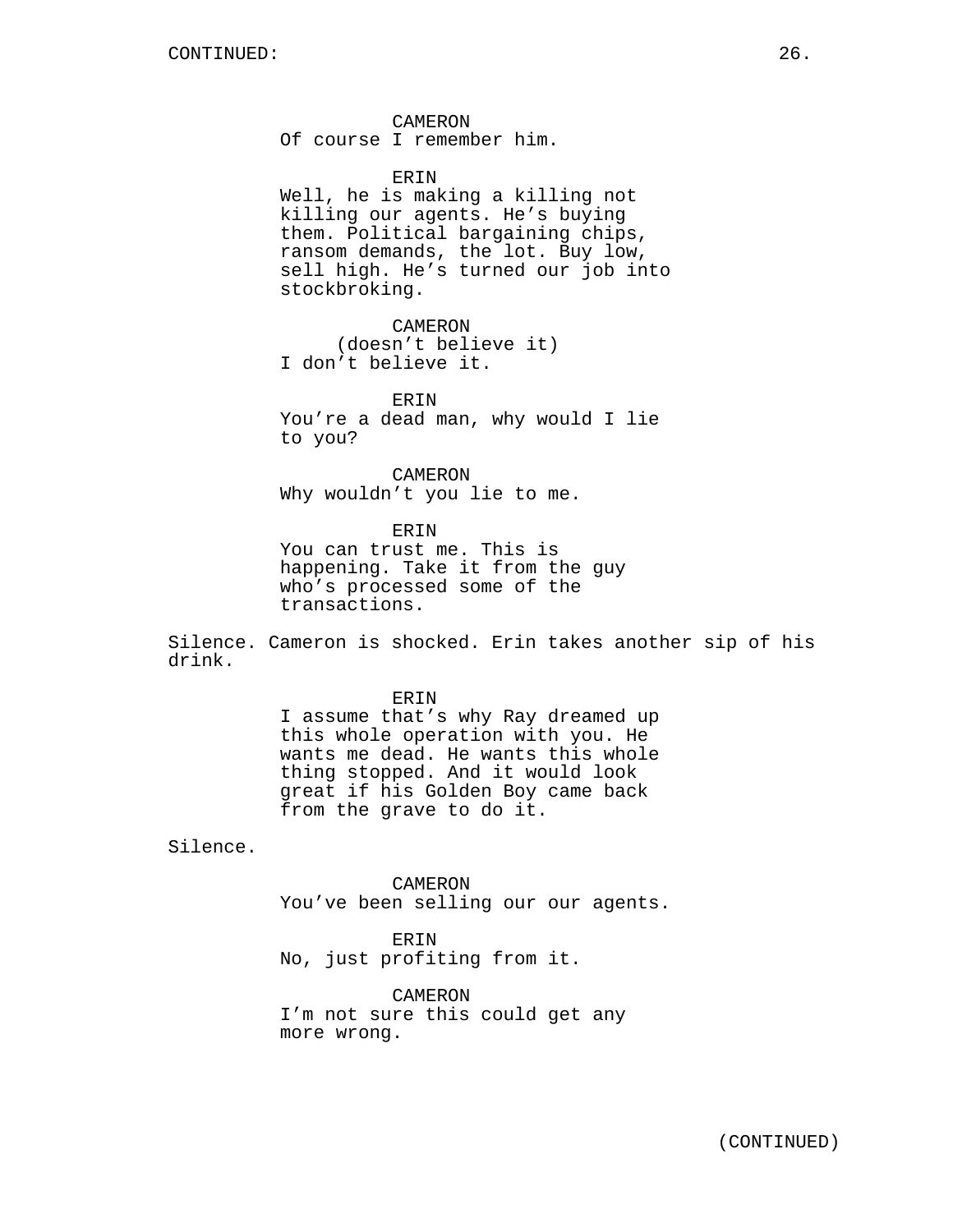CONTINUED:

CAMERON
Of course I remember him.

ERIN
Well, he is making a killing not killing our agents. He's buying them. Political bargaining chips, ransom demands, the lot. Buy low, sell high. He's turned our job into stockbroking.

CAMERON
(doesn't believe it)
I don't believe it.

ERIN
You're a dead man, why would I lie to you?

CAMERON
Why wouldn't you lie to me.

ERIN
You can trust me. This is happening. Take it from the guy who's processed some of the transactions.

Silence. Cameron is shocked. Erin takes another sip of his drink.

ERIN
I assume that's why Ray dreamed up this whole operation with you. He wants me dead. He wants this whole thing stopped. And it would look great if his Golden Boy came back from the grave to do it.

Silence.

CAMERON
You've been selling our our agents.

ERIN
No, just profiting from it.

CAMERON
I'm not sure this could get any more wrong.

(CONTINUED)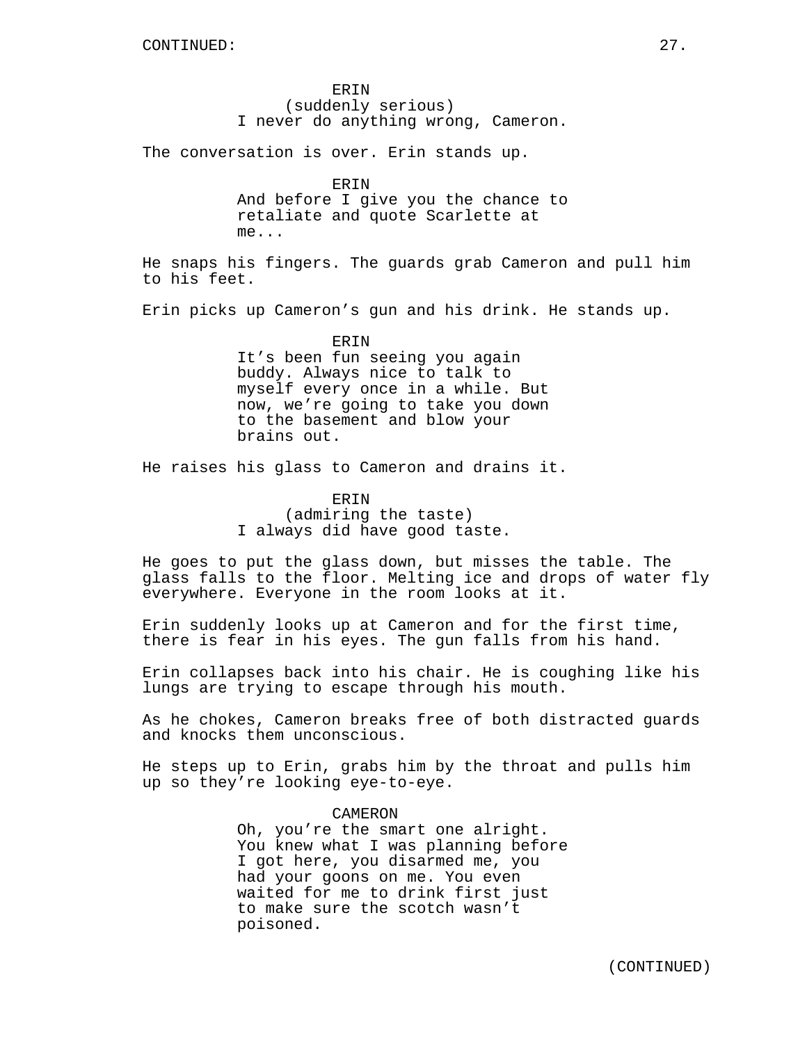CONTINUED:

ERIN
(suddenly serious)
I never do anything wrong, Cameron.

The conversation is over. Erin stands up.

ERIN
And before I give you the chance to retaliate and quote Scarlette at me...

He snaps his fingers. The guards grab Cameron and pull him to his feet.

Erin picks up Cameron's gun and his drink. He stands up.

ERIN
It's been fun seeing you again buddy. Always nice to talk to myself every once in a while. But now, we're going to take you down to the basement and blow your brains out.

He raises his glass to Cameron and drains it.

ERIN
(admiring the taste)
I always did have good taste.

He goes to put the glass down, but misses the table. The glass falls to the floor. Melting ice and drops of water fly everywhere. Everyone in the room looks at it.

Erin suddenly looks up at Cameron and for the first time, there is fear in his eyes. The gun falls from his hand.

Erin collapses back into his chair. He is coughing like his lungs are trying to escape through his mouth.

As he chokes, Cameron breaks free of both distracted guards and knocks them unconscious.

He steps up to Erin, grabs him by the throat and pulls him up so they're looking eye-to-eye.

CAMERON
Oh, you're the smart one alright. You knew what I was planning before I got here, you disarmed me, you had your goons on me. You even waited for me to drink first just to make sure the scotch wasn't poisoned.

(CONTINUED)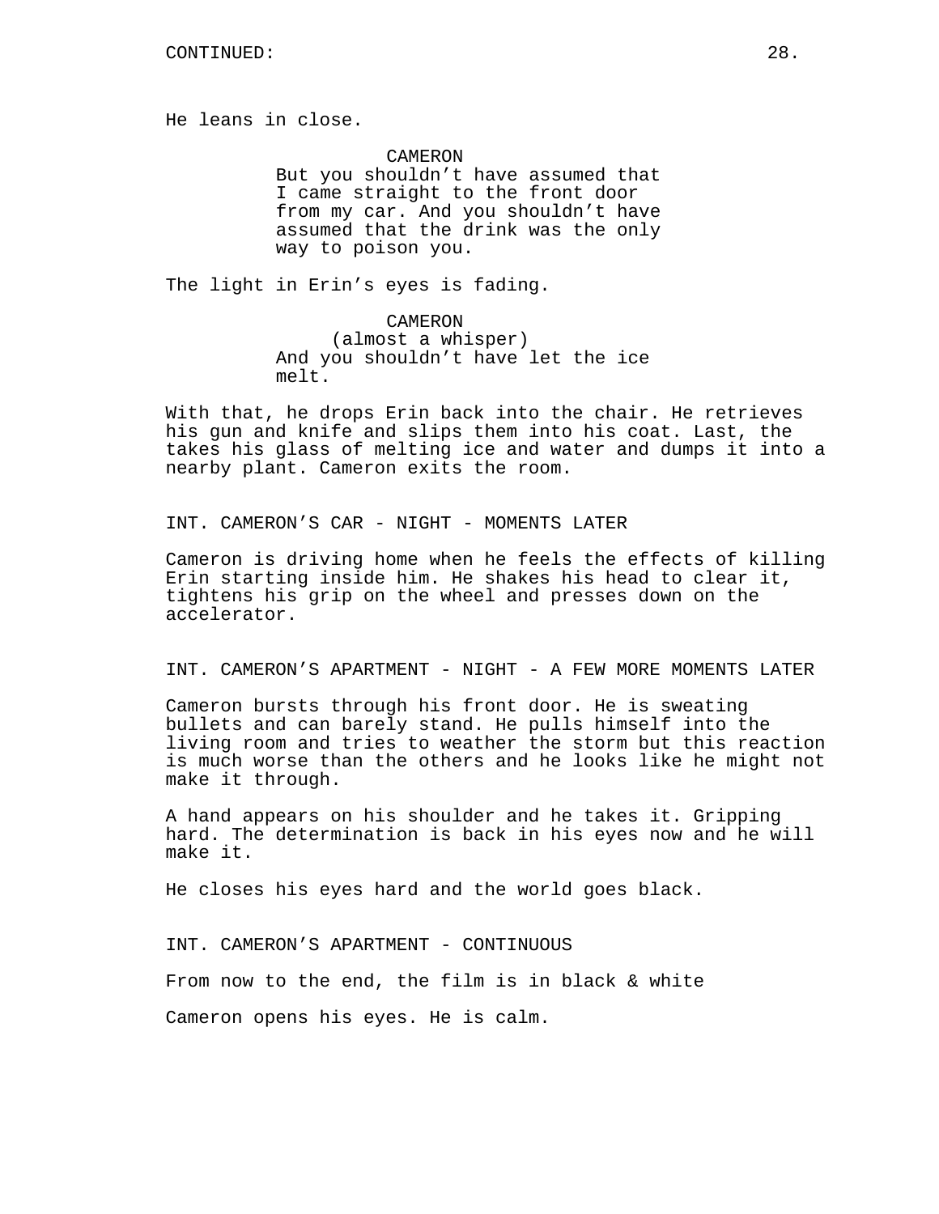He leans in close.

CAMERON
But you shouldn’t have assumed that I came straight to the front door from my car. And you shouldn’t have assumed that the drink was the only way to poison you.

The light in Erin’s eyes is fading.

CAMERON
(almost a whisper)
And you shouldn’t have let the ice melt.

With that, he drops Erin back into the chair. He retrieves his gun and knife and slips them into his coat. Last, the takes his glass of melting ice and water and dumps it into a nearby plant. Cameron exits the room.

INT. CAMERON’S CAR - NIGHT - MOMENTS LATER

Cameron is driving home when he feels the effects of killing Erin starting inside him. He shakes his head to clear it, tightens his grip on the wheel and presses down on the accelerator.

INT. CAMERON’S APARTMENT - NIGHT - A FEW MORE MOMENTS LATER

Cameron bursts through his front door. He is sweating bullets and can barely stand. He pulls himself into the living room and tries to weather the storm but this reaction is much worse than the others and he looks like he might not make it through.

A hand appears on his shoulder and he takes it. Gripping hard. The determination is back in his eyes now and he will make it.

He closes his eyes hard and the world goes black.

INT. CAMERON’S APARTMENT - CONTINUOUS

From now to the end, the film is in black & white

Cameron opens his eyes. He is calm.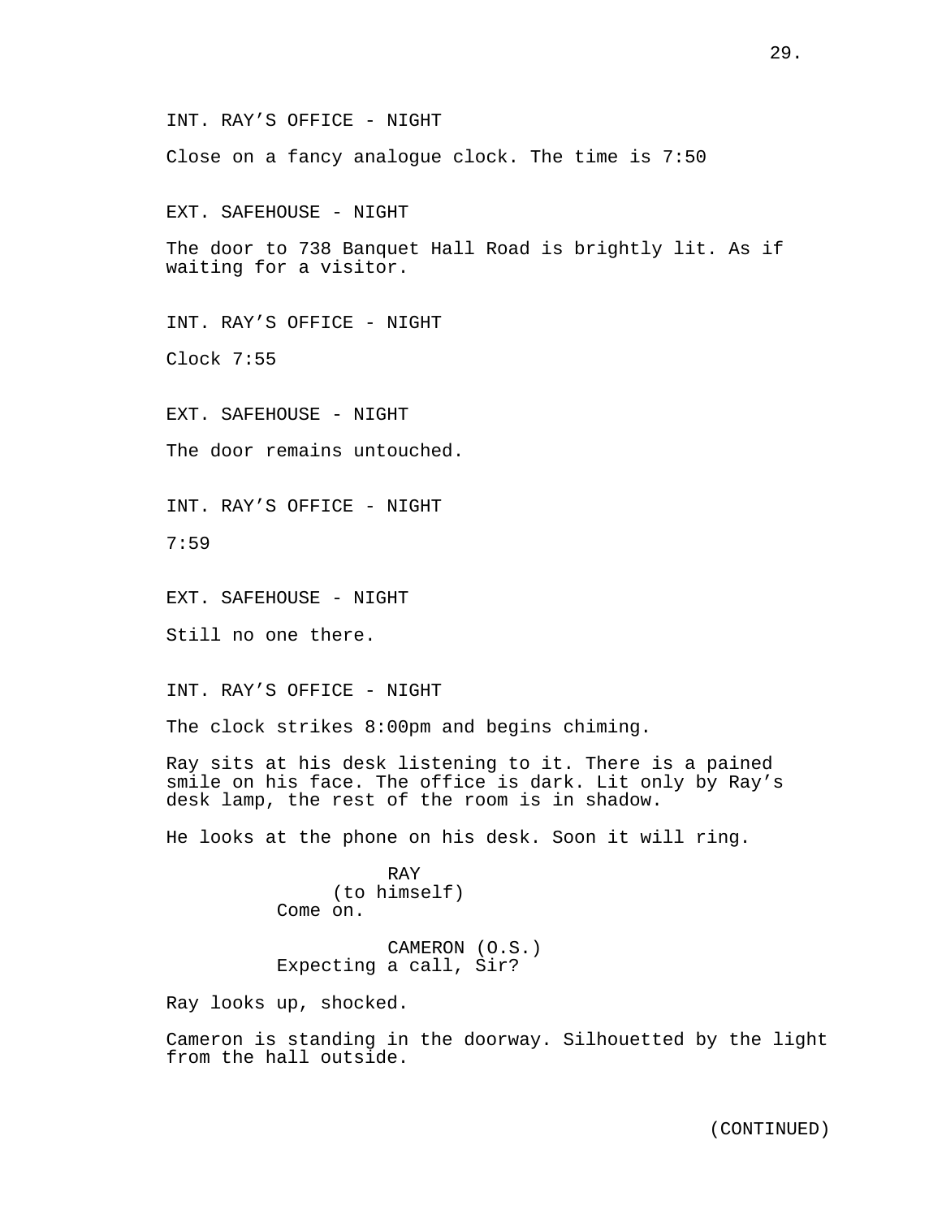INT. RAY’S OFFICE - NIGHT

Close on a fancy analogue clock. The time is 7:50

EXT. SAFEHOUSE - NIGHT

The door to 738 Banquet Hall Road is brightly lit. As if waiting for a visitor.

INT. RAY’S OFFICE - NIGHT

Clock 7:55

EXT. SAFEHOUSE - NIGHT

The door remains untouched.

INT. RAY’S OFFICE - NIGHT

7:59

EXT. SAFEHOUSE - NIGHT

Still no one there.

INT. RAY’S OFFICE - NIGHT

The clock strikes 8:00pm and begins chiming.

Ray sits at his desk listening to it. There is a pained smile on his face. The office is dark. Lit only by Ray’s desk lamp, the rest of the room is in shadow.

He looks at the phone on his desk. Soon it will ring.

RAY
(to himself)
Come on.

CAMERON (O.S.)
Expecting a call, Sir?

Ray looks up, shocked.

Cameron is standing in the doorway. Silhouetted by the light from the hall outside.

(CONTINUED)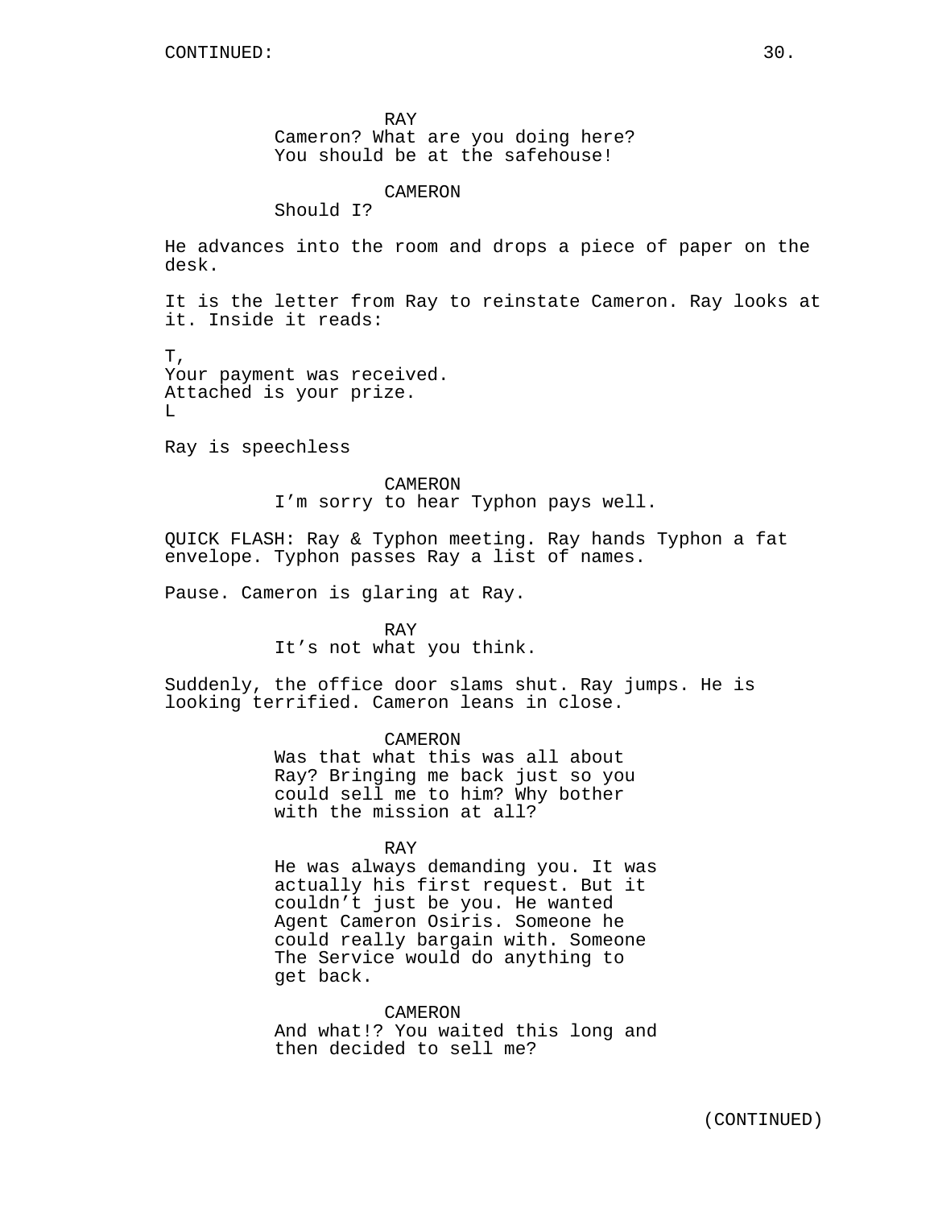CONTINUED:

RAY
Cameron? What are you doing here?
You should be at the safehouse!

CAMERON
Should I?

He advances into the room and drops a piece of paper on the desk.

It is the letter from Ray to reinstate Cameron. Ray looks at it. Inside it reads:

T,
Your payment was received.
Attached is your prize.
L

Ray is speechless

CAMERON
I'm sorry to hear Typhon pays well.

QUICK FLASH: Ray & Typhon meeting. Ray hands Typhon a fat envelope. Typhon passes Ray a list of names.

Pause. Cameron is glaring at Ray.

RAY
It's not what you think.

Suddenly, the office door slams shut. Ray jumps. He is looking terrified. Cameron leans in close.

CAMERON
Was that what this was all about
Ray? Bringing me back just so you
could sell me to him? Why bother
with the mission at all?

RAY
He was always demanding you. It was
actually his first request. But it
couldn't just be you. He wanted
Agent Cameron Osiris. Someone he
could really bargain with. Someone
The Service would do anything to
get back.

CAMERON
And what!? You waited this long and
then decided to sell me?

(CONTINUED)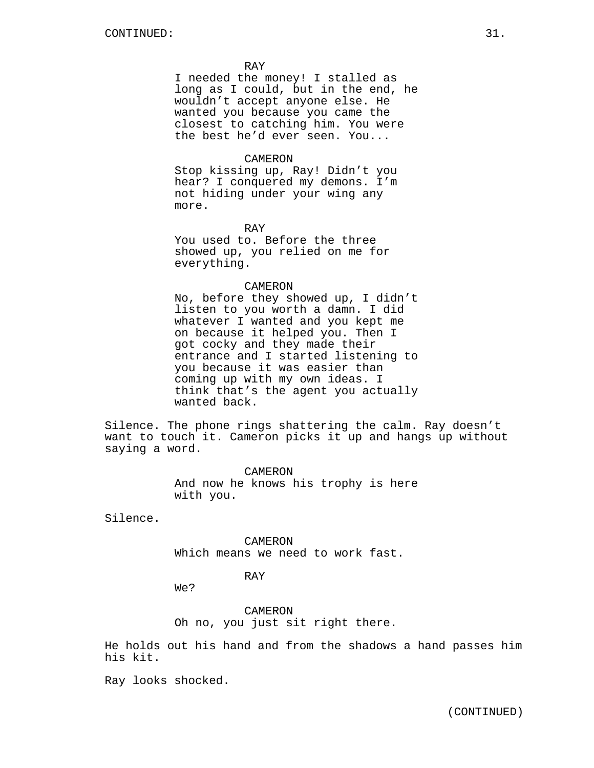RAY
I needed the money! I stalled as long as I could, but in the end, he wouldn't accept anyone else. He wanted you because you came the closest to catching him. You were the best he'd ever seen. You...

CAMERON
Stop kissing up, Ray! Didn't you hear? I conquered my demons. I'm not hiding under your wing any more.

RAY
You used to. Before the three showed up, you relied on me for everything.

CAMERON
No, before they showed up, I didn't listen to you worth a damn. I did whatever I wanted and you kept me on because it helped you. Then I got cocky and they made their entrance and I started listening to you because it was easier than coming up with my own ideas. I think that's the agent you actually wanted back.

Silence. The phone rings shattering the calm. Ray doesn't want to touch it. Cameron picks it up and hangs up without saying a word.

CAMERON
And now he knows his trophy is here with you.

Silence.

CAMERON
Which means we need to work fast.

RAY
We?

CAMERON
Oh no, you just sit right there.

He holds out his hand and from the shadows a hand passes him his kit.

Ray looks shocked.

(CONTINUED)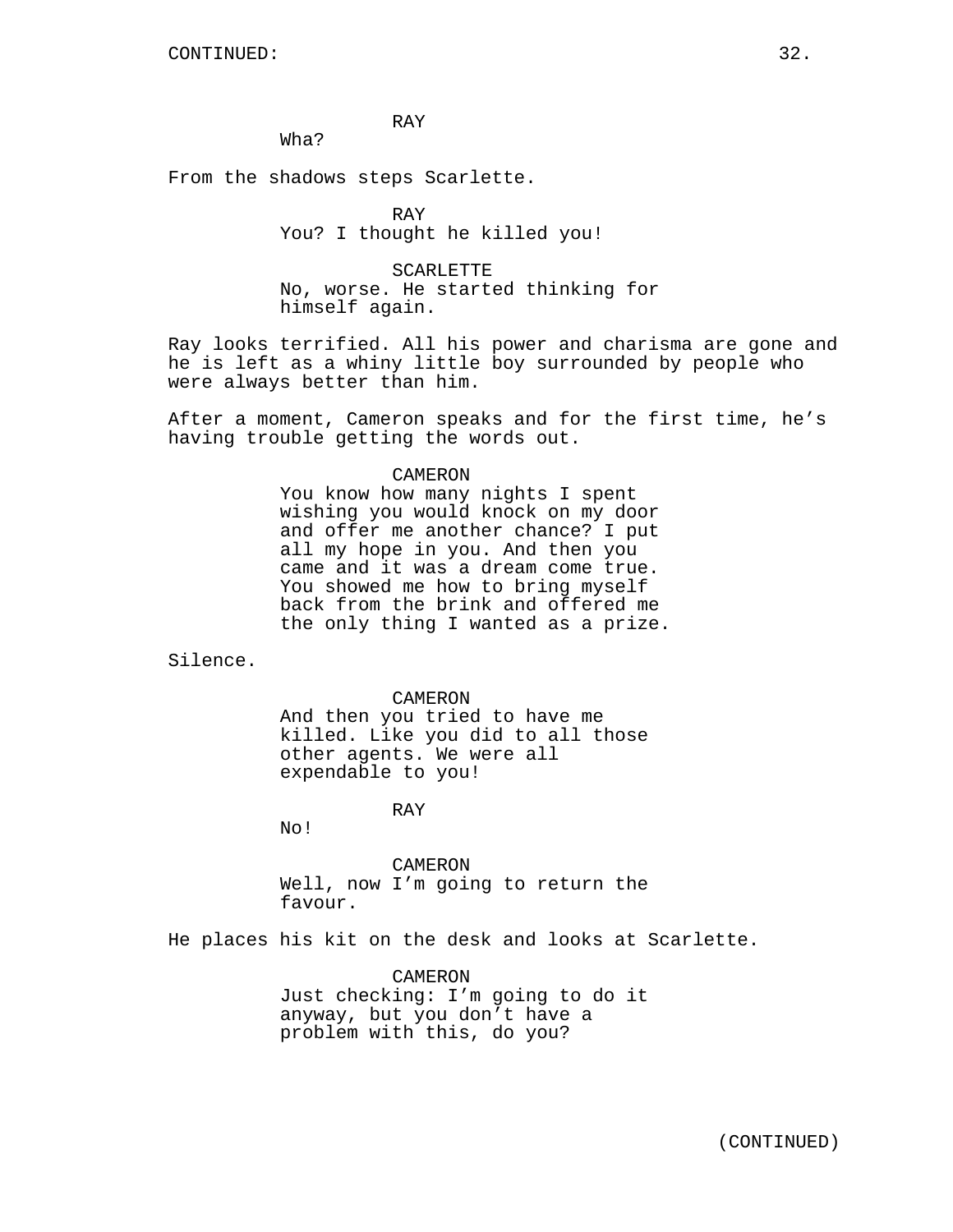CONTINUED:

RAY

Wha?

From the shadows steps Scarlette.

RAY

You? I thought he killed you!

SCARLETTE

No, worse. He started thinking for himself again.

Ray looks terrified. All his power and charisma are gone and he is left as a whiny little boy surrounded by people who were always better than him.

After a moment, Cameron speaks and for the first time, he's having trouble getting the words out.

CAMERON

You know how many nights I spent wishing you would knock on my door and offer me another chance? I put all my hope in you. And then you came and it was a dream come true. You showed me how to bring myself back from the brink and offered me the only thing I wanted as a prize.

Silence.

CAMERON

And then you tried to have me killed. Like you did to all those other agents. We were all expendable to you!

RAY

No!

CAMERON

Well, now I'm going to return the favour.

He places his kit on the desk and looks at Scarlette.

CAMERON

Just checking: I'm going to do it anyway, but you don't have a problem with this, do you?

(CONTINUED)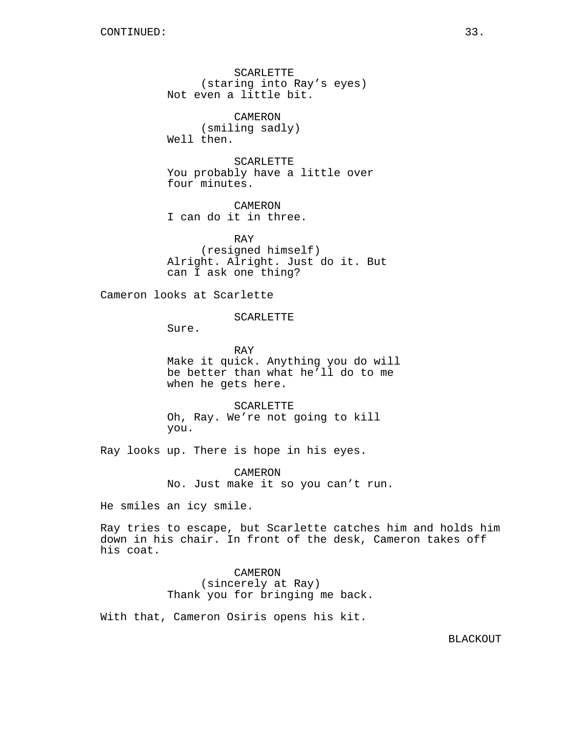SCARLETTE
(staring into Ray's eyes)
Not even a little bit.

CAMERON
(smiling sadly)
Well then.

SCARLETTE
You probably have a little over four minutes.

CAMERON
I can do it in three.

RAY
(resigned himself)
Alright. Alright. Just do it. But can I ask one thing?

Cameron looks at Scarlette

SCARLETTE
Sure.

RAY
Make it quick. Anything you do will be better than what he'll do to me when he gets here.

SCARLETTE
Oh, Ray. We're not going to kill you.

Ray looks up. There is hope in his eyes.

CAMERON
No. Just make it so you can't run.

He smiles an icy smile.

Ray tries to escape, but Scarlette catches him and holds him down in his chair. In front of the desk, Cameron takes off his coat.

CAMERON
(sincerely at Ray)
Thank you for bringing me back.

With that, Cameron Osiris opens his kit.

BLACKOUT